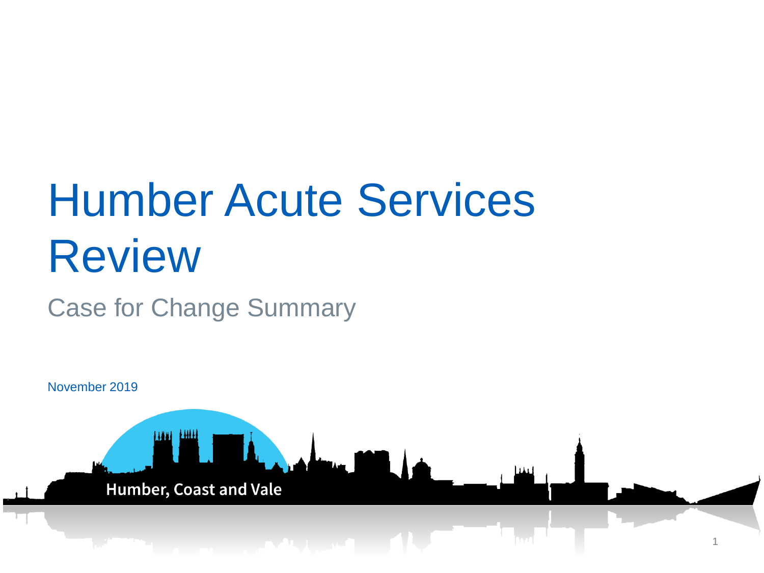# Humber Acute Services Review

## Case for Change Summary

November 2019

Humber, Coast and Vale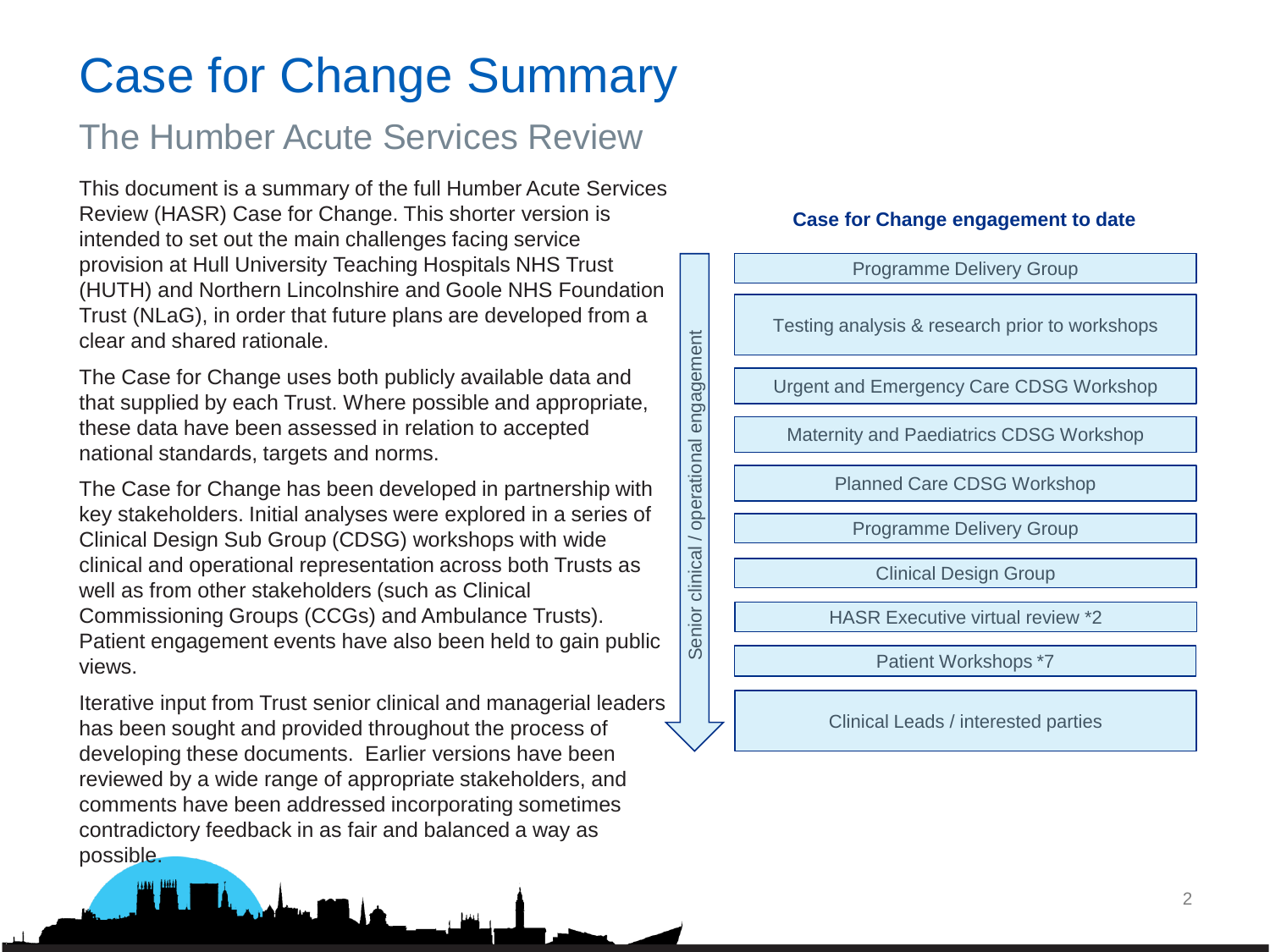# Case for Change Summary

## The Humber Acute Services Review

This document is a summary of the full Humber Acute Services Review (HASR) Case for Change. This shorter version is intended to set out the main challenges facing service provision at Hull University Teaching Hospitals NHS Trust (HUTH) and Northern Lincolnshire and Goole NHS Foundation Trust (NLaG), in order that future plans are developed from a clear and shared rationale.

The Case for Change uses both publicly available data and that supplied by each Trust. Where possible and appropriate, these data have been assessed in relation to accepted national standards, targets and norms.

The Case for Change has been developed in partnership with key stakeholders. Initial analyses were explored in a series of Clinical Design Sub Group (CDSG) workshops with wide clinical and operational representation across both Trusts as well as from other stakeholders (such as Clinical Commissioning Groups (CCGs) and Ambulance Trusts). Patient engagement events have also been held to gain public views.

Iterative input from Trust senior clinical and managerial leaders has been sought and provided throughout the process of developing these documents. Earlier versions have been reviewed by a wide range of appropriate stakeholders, and comments have been addressed incorporating sometimes contradictory feedback in as fair and balanced a way as possible.

**Case for Change engagement to date**

Senior clinical / operational engagement:

- Programme Delivery Group
- Testing analysis & research prior to workshops
- Urgent and Emergency Care CDSG Workshop
- Maternity and Paediatrics CDSG Workshop
- Planned Care CDSG Workshop
- Programme Delivery Group
- Clinical Design Group
- HASR Executive virtual review *2
- Patient Workshops *7
- Clinical Leads / interested parties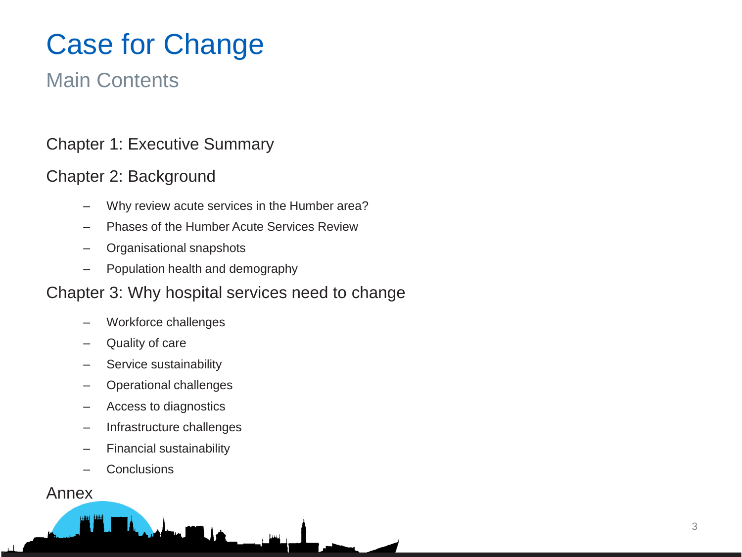# Case for Change

## Main Contents

Chapter 1: Executive Summary

Chapter 2: Background

- Why review acute services in the Humber area?
- Phases of the Humber Acute Services Review
- Organisational snapshots
- Population health and demography

Chapter 3: Why hospital services need to change

- Workforce challenges
- Quality of care
- Service sustainability
- Operational challenges
- Access to diagnostics
- Infrastructure challenges
- Financial sustainability
- Conclusions

Annex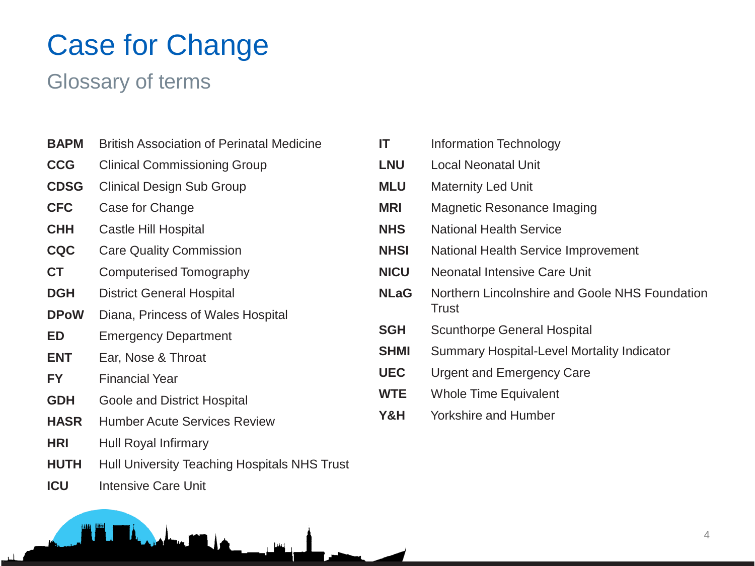# Case for Change

## Glossary of terms

| | |
|---|---|
| **BAPM** | British Association of Perinatal Medicine |
| **CCG** | Clinical Commissioning Group |
| **CDSG** | Clinical Design Sub Group |
| **CFC** | Case for Change |
| **CHH** | Castle Hill Hospital |
| **CQC** | Care Quality Commission |
| **CT** | Computerised Tomography |
| **DGH** | District General Hospital |
| **DPoW** | Diana, Princess of Wales Hospital |
| **ED** | Emergency Department |
| **ENT** | Ear, Nose & Throat |
| **FY** | Financial Year |
| **GDH** | Goole and District Hospital |
| **HASR** | Humber Acute Services Review |
| **HRI** | Hull Royal Infirmary |
| **HUTH** | Hull University Teaching Hospitals NHS Trust |
| **ICU** | Intensive Care Unit |
| **IT** | Information Technology |
| **LNU** | Local Neonatal Unit |
| **MLU** | Maternity Led Unit |
| **MRI** | Magnetic Resonance Imaging |
| **NHS** | National Health Service |
| **NHSI** | National Health Service Improvement |
| **NICU** | Neonatal Intensive Care Unit |
| **NLaG** | Northern Lincolnshire and Goole NHS Foundation Trust |
| **SGH** | Scunthorpe General Hospital |
| **SHMI** | Summary Hospital-Level Mortality Indicator |
| **UEC** | Urgent and Emergency Care |
| **WTE** | Whole Time Equivalent |
| **Y&H** | Yorkshire and Humber |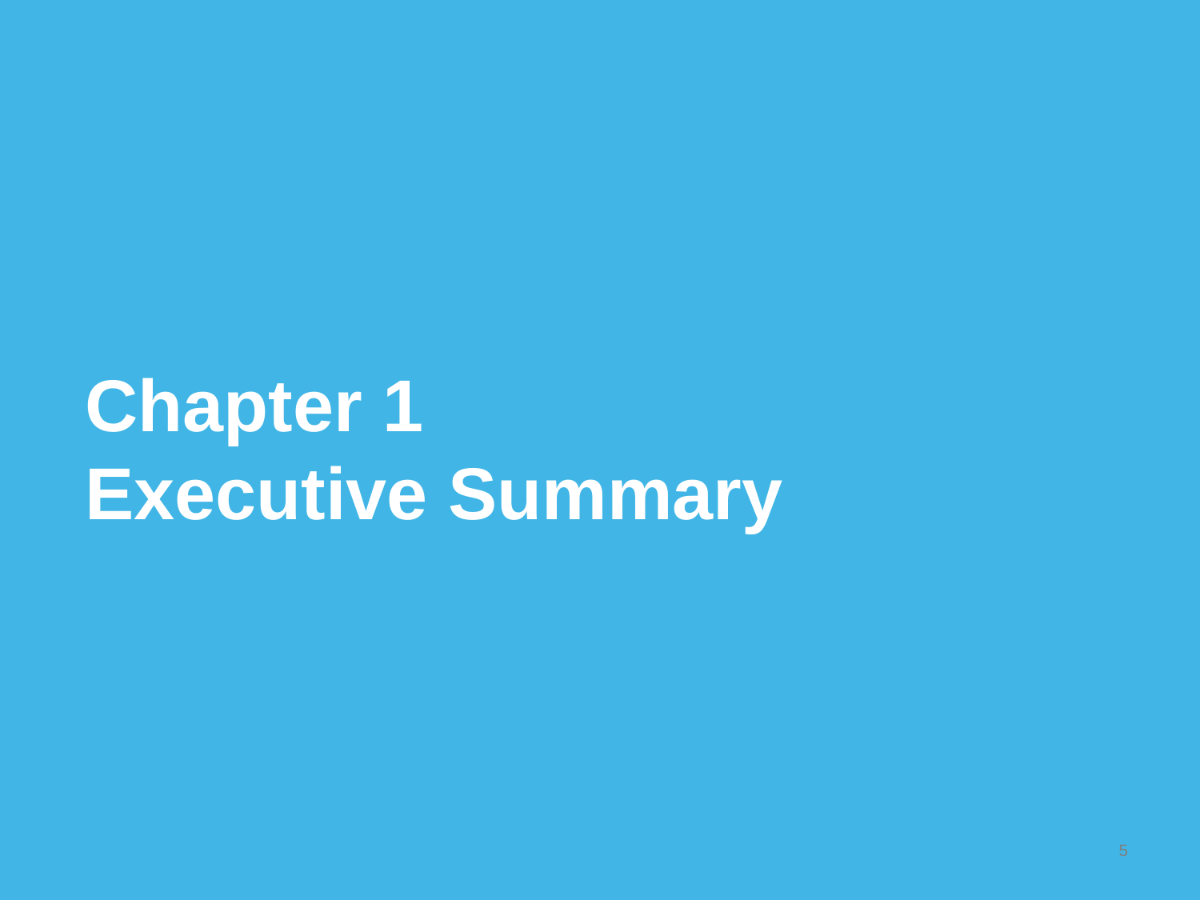# Chapter 1
# Executive Summary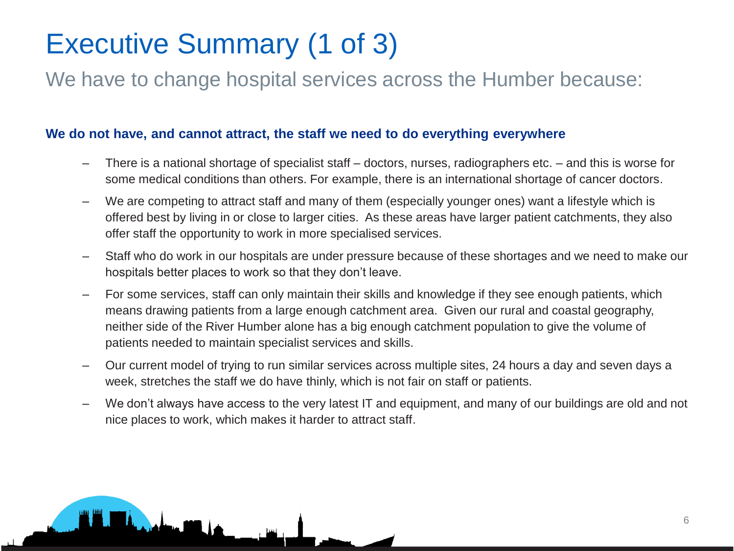# Executive Summary (1 of 3)

## We have to change hospital services across the Humber because:

**We do not have, and cannot attract, the staff we need to do everything everywhere**

- There is a national shortage of specialist staff – doctors, nurses, radiographers etc. – and this is worse for some medical conditions than others. For example, there is an international shortage of cancer doctors.
- We are competing to attract staff and many of them (especially younger ones) want a lifestyle which is offered best by living in or close to larger cities. As these areas have larger patient catchments, they also offer staff the opportunity to work in more specialised services.
- Staff who do work in our hospitals are under pressure because of these shortages and we need to make our hospitals better places to work so that they don't leave.
- For some services, staff can only maintain their skills and knowledge if they see enough patients, which means drawing patients from a large enough catchment area. Given our rural and coastal geography, neither side of the River Humber alone has a big enough catchment population to give the volume of patients needed to maintain specialist services and skills.
- Our current model of trying to run similar services across multiple sites, 24 hours a day and seven days a week, stretches the staff we do have thinly, which is not fair on staff or patients.
- We don't always have access to the very latest IT and equipment, and many of our buildings are old and not nice places to work, which makes it harder to attract staff.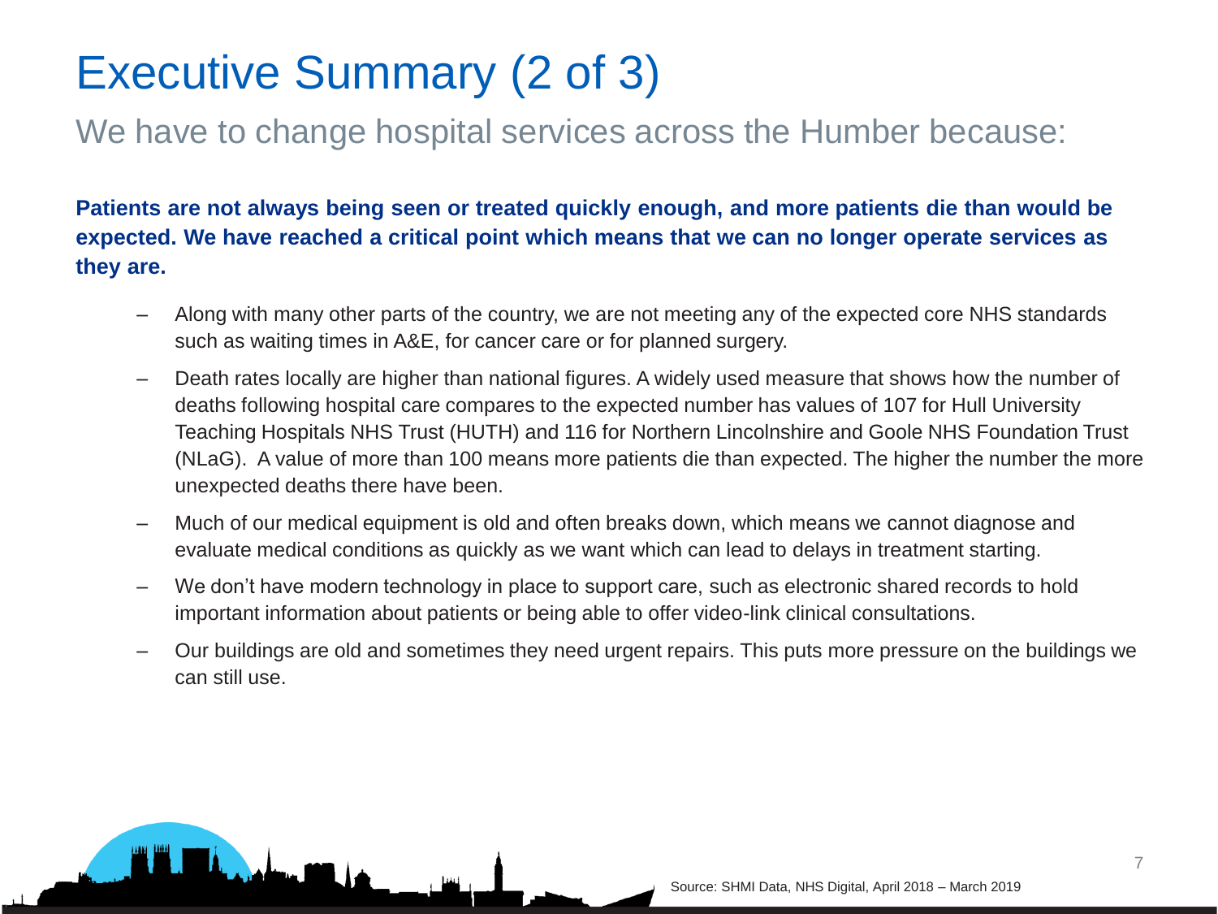# Executive Summary (2 of 3)

## We have to change hospital services across the Humber because:

**Patients are not always being seen or treated quickly enough, and more patients die than would be expected. We have reached a critical point which means that we can no longer operate services as they are.**

- Along with many other parts of the country, we are not meeting any of the expected core NHS standards such as waiting times in A&E, for cancer care or for planned surgery.
- Death rates locally are higher than national figures. A widely used measure that shows how the number of deaths following hospital care compares to the expected number has values of 107 for Hull University Teaching Hospitals NHS Trust (HUTH) and 116 for Northern Lincolnshire and Goole NHS Foundation Trust (NLaG). A value of more than 100 means more patients die than expected. The higher the number the more unexpected deaths there have been.
- Much of our medical equipment is old and often breaks down, which means we cannot diagnose and evaluate medical conditions as quickly as we want which can lead to delays in treatment starting.
- We don't have modern technology in place to support care, such as electronic shared records to hold important information about patients or being able to offer video-link clinical consultations.
- Our buildings are old and sometimes they need urgent repairs. This puts more pressure on the buildings we can still use.

Source: SHMI Data, NHS Digital, April 2018 – March 2019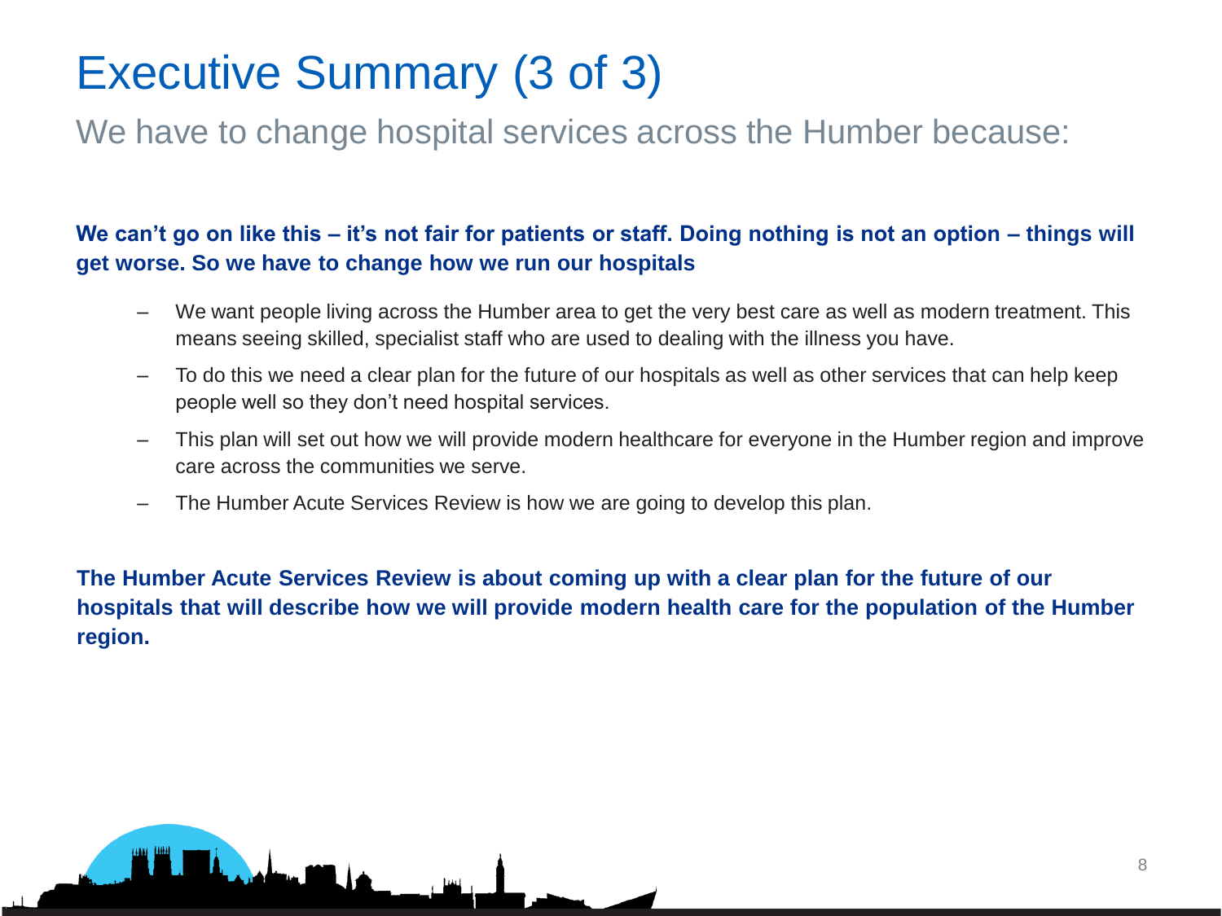# Executive Summary (3 of 3)

## We have to change hospital services across the Humber because:

**We can't go on like this – it's not fair for patients or staff. Doing nothing is not an option – things will get worse. So we have to change how we run our hospitals**

- We want people living across the Humber area to get the very best care as well as modern treatment. This means seeing skilled, specialist staff who are used to dealing with the illness you have.
- To do this we need a clear plan for the future of our hospitals as well as other services that can help keep people well so they don't need hospital services.
- This plan will set out how we will provide modern healthcare for everyone in the Humber region and improve care across the communities we serve.
- The Humber Acute Services Review is how we are going to develop this plan.

**The Humber Acute Services Review is about coming up with a clear plan for the future of our hospitals that will describe how we will provide modern health care for the population of the Humber region.**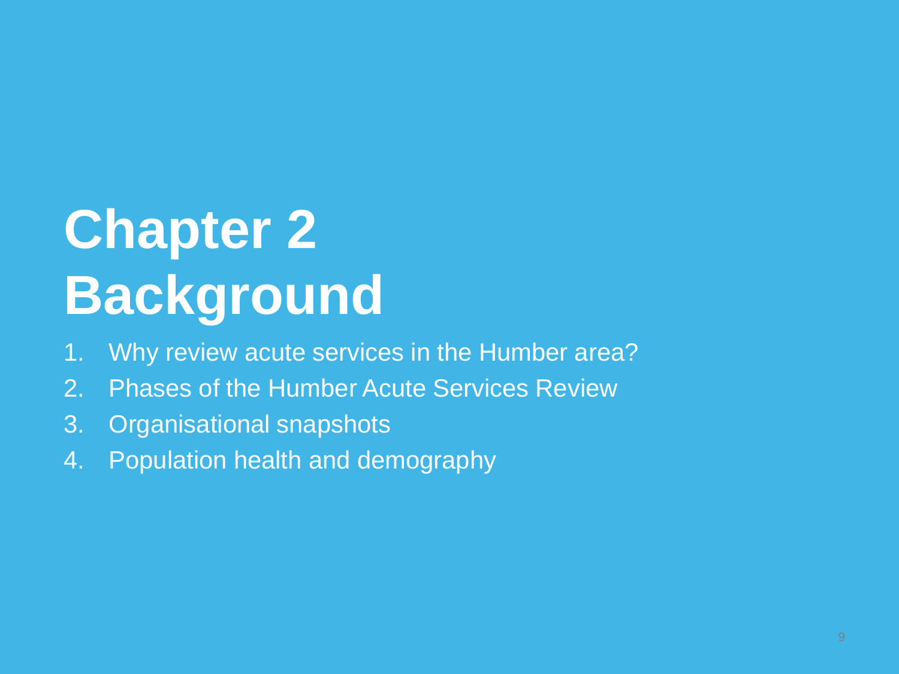# Chapter 2 Background

1. Why review acute services in the Humber area?
2. Phases of the Humber Acute Services Review
3. Organisational snapshots
4. Population health and demography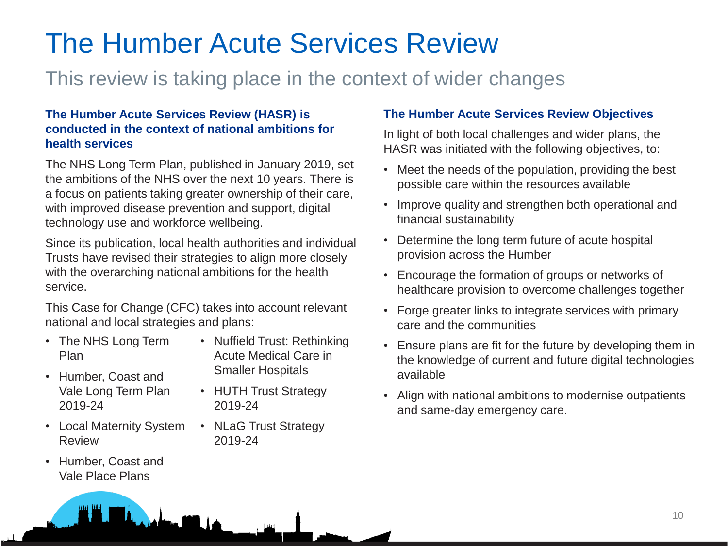# The Humber Acute Services Review

## This review is taking place in the context of wider changes

### The Humber Acute Services Review (HASR) is conducted in the context of national ambitions for health services

The NHS Long Term Plan, published in January 2019, set the ambitions of the NHS over the next 10 years. There is a focus on patients taking greater ownership of their care, with improved disease prevention and support, digital technology use and workforce wellbeing.

Since its publication, local health authorities and individual Trusts have revised their strategies to align more closely with the overarching national ambitions for the health service.

This Case for Change (CFC) takes into account relevant national and local strategies and plans:

- The NHS Long Term Plan
- Humber, Coast and Vale Long Term Plan 2019-24
- Local Maternity System Review
- Humber, Coast and Vale Place Plans
- Nuffield Trust: Rethinking Acute Medical Care in Smaller Hospitals
- HUTH Trust Strategy 2019-24
- NLaG Trust Strategy 2019-24

### The Humber Acute Services Review Objectives

In light of both local challenges and wider plans, the HASR was initiated with the following objectives, to:

- Meet the needs of the population, providing the best possible care within the resources available
- Improve quality and strengthen both operational and financial sustainability
- Determine the long term future of acute hospital provision across the Humber
- Encourage the formation of groups or networks of healthcare provision to overcome challenges together
- Forge greater links to integrate services with primary care and the communities
- Ensure plans are fit for the future by developing them in the knowledge of current and future digital technologies available
- Align with national ambitions to modernise outpatients and same-day emergency care.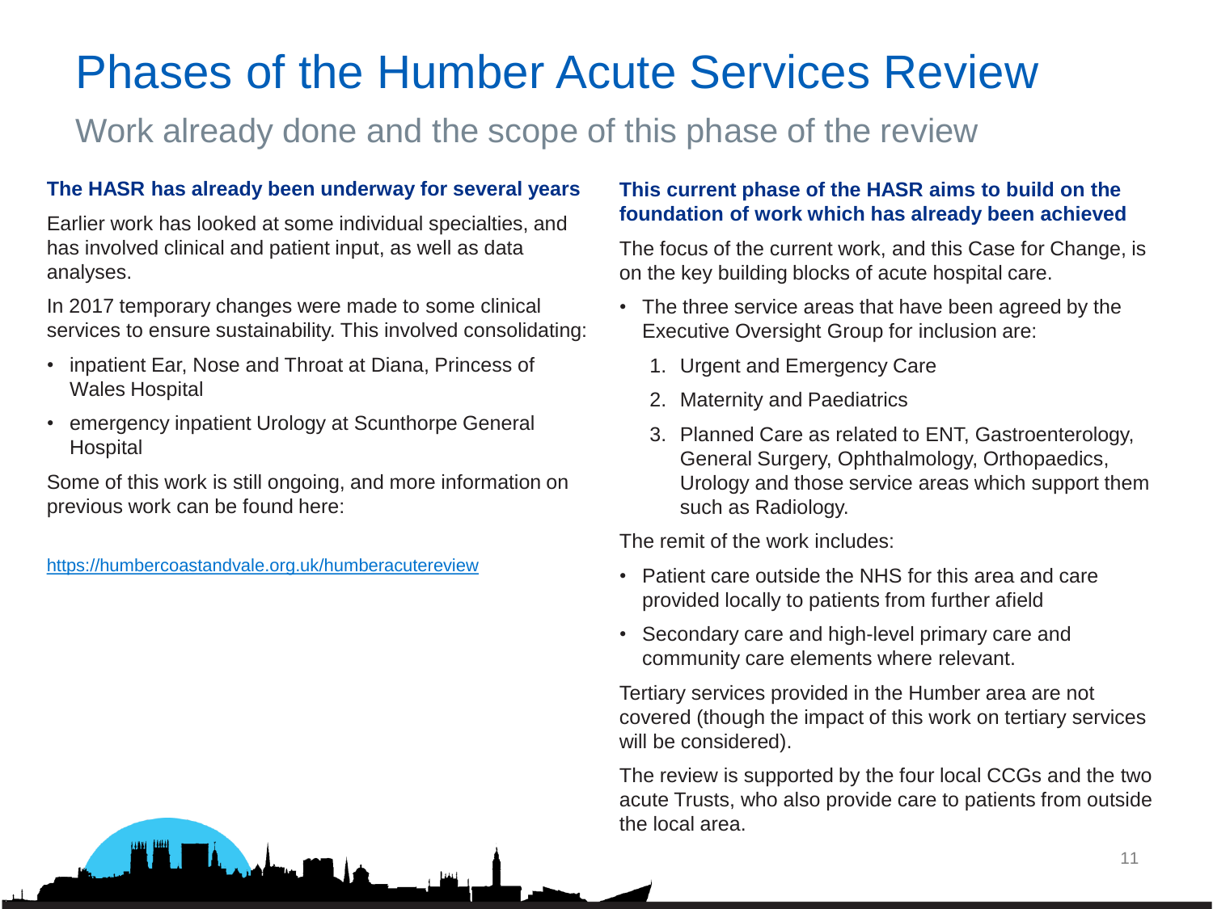# Phases of the Humber Acute Services Review

## Work already done and the scope of this phase of the review

### The HASR has already been underway for several years

Earlier work has looked at some individual specialties, and has involved clinical and patient input, as well as data analyses.

In 2017 temporary changes were made to some clinical services to ensure sustainability. This involved consolidating:

- inpatient Ear, Nose and Throat at Diana, Princess of Wales Hospital
- emergency inpatient Urology at Scunthorpe General Hospital

Some of this work is still ongoing, and more information on previous work can be found here:

https://humbercoastandvale.org.uk/humberacutereview

### This current phase of the HASR aims to build on the foundation of work which has already been achieved

The focus of the current work, and this Case for Change, is on the key building blocks of acute hospital care.

- The three service areas that have been agreed by the Executive Oversight Group for inclusion are:
  1. Urgent and Emergency Care
  2. Maternity and Paediatrics
  3. Planned Care as related to ENT, Gastroenterology, General Surgery, Ophthalmology, Orthopaedics, Urology and those service areas which support them such as Radiology.

The remit of the work includes:

- Patient care outside the NHS for this area and care provided locally to patients from further afield
- Secondary care and high-level primary care and community care elements where relevant.

Tertiary services provided in the Humber area are not covered (though the impact of this work on tertiary services will be considered).

The review is supported by the four local CCGs and the two acute Trusts, who also provide care to patients from outside the local area.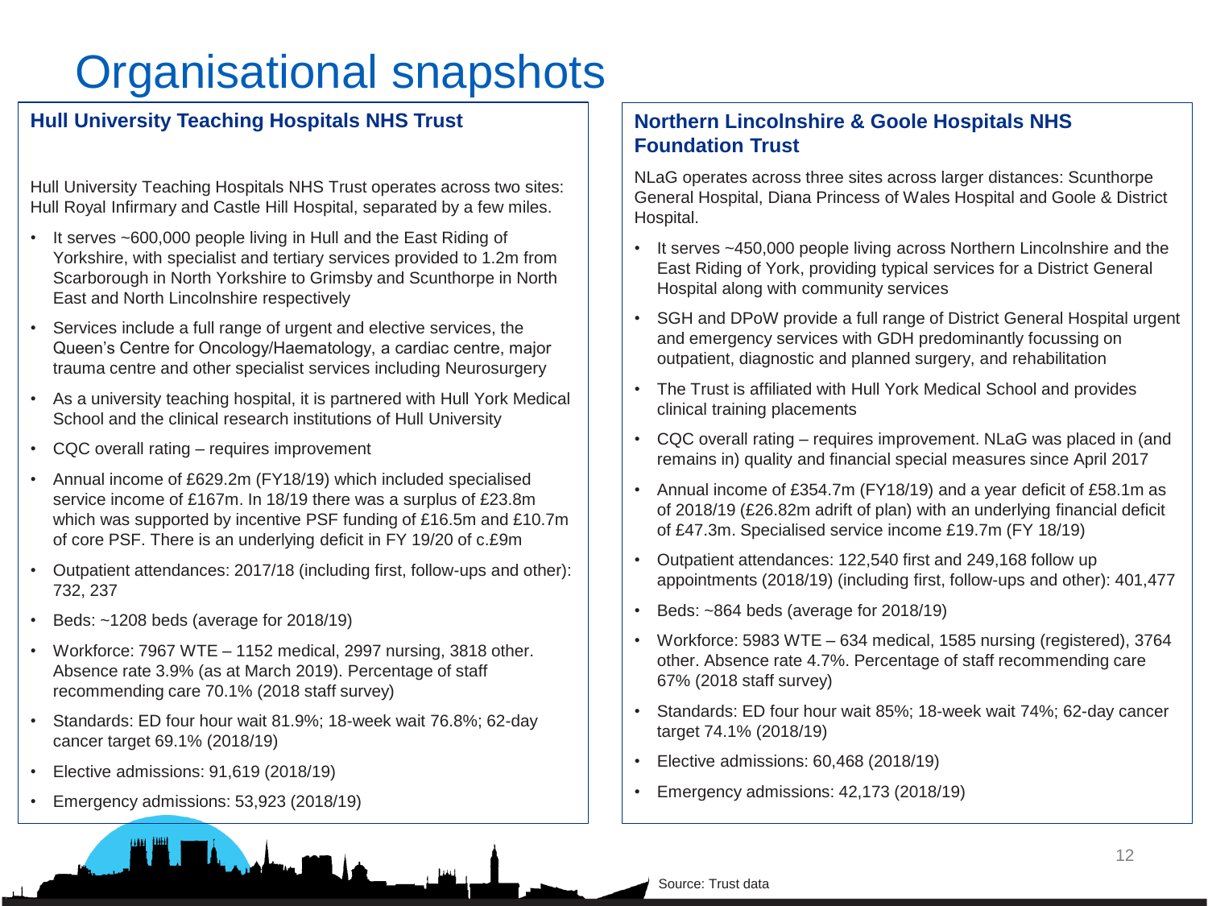# Organisational snapshots

## Hull University Teaching Hospitals NHS Trust

Hull University Teaching Hospitals NHS Trust operates across two sites: Hull Royal Infirmary and Castle Hill Hospital, separated by a few miles.

- It serves ~600,000 people living in Hull and the East Riding of Yorkshire, with specialist and tertiary services provided to 1.2m from Scarborough in North Yorkshire to Grimsby and Scunthorpe in North East and North Lincolnshire respectively
- Services include a full range of urgent and elective services, the Queen's Centre for Oncology/Haematology, a cardiac centre, major trauma centre and other specialist services including Neurosurgery
- As a university teaching hospital, it is partnered with Hull York Medical School and the clinical research institutions of Hull University
- CQC overall rating – requires improvement
- Annual income of £629.2m (FY18/19) which included specialised service income of £167m. In 18/19 there was a surplus of £23.8m which was supported by incentive PSF funding of £16.5m and £10.7m of core PSF. There is an underlying deficit in FY 19/20 of c.£9m
- Outpatient attendances: 2017/18 (including first, follow-ups and other): 732, 237
- Beds: ~1208 beds (average for 2018/19)
- Workforce: 7967 WTE – 1152 medical, 2997 nursing, 3818 other. Absence rate 3.9% (as at March 2019). Percentage of staff recommending care 70.1% (2018 staff survey)
- Standards: ED four hour wait 81.9%; 18-week wait 76.8%; 62-day cancer target 69.1% (2018/19)
- Elective admissions: 91,619 (2018/19)
- Emergency admissions: 53,923 (2018/19)

## Northern Lincolnshire & Goole Hospitals NHS Foundation Trust

NLaG operates across three sites across larger distances: Scunthorpe General Hospital, Diana Princess of Wales Hospital and Goole & District Hospital.

- It serves ~450,000 people living across Northern Lincolnshire and the East Riding of York, providing typical services for a District General Hospital along with community services
- SGH and DPoW provide a full range of District General Hospital urgent and emergency services with GDH predominantly focussing on outpatient, diagnostic and planned surgery, and rehabilitation
- The Trust is affiliated with Hull York Medical School and provides clinical training placements
- CQC overall rating – requires improvement. NLaG was placed in (and remains in) quality and financial special measures since April 2017
- Annual income of £354.7m (FY18/19) and a year deficit of £58.1m as of 2018/19 (£26.82m adrift of plan) with an underlying financial deficit of £47.3m. Specialised service income £19.7m (FY 18/19)
- Outpatient attendances: 122,540 first and 249,168 follow up appointments (2018/19) (including first, follow-ups and other): 401,477
- Beds: ~864 beds (average for 2018/19)
- Workforce: 5983 WTE – 634 medical, 1585 nursing (registered), 3764 other. Absence rate 4.7%. Percentage of staff recommending care 67% (2018 staff survey)
- Standards: ED four hour wait 85%; 18-week wait 74%; 62-day cancer target 74.1% (2018/19)
- Elective admissions: 60,468 (2018/19)
- Emergency admissions: 42,173 (2018/19)

Source: Trust data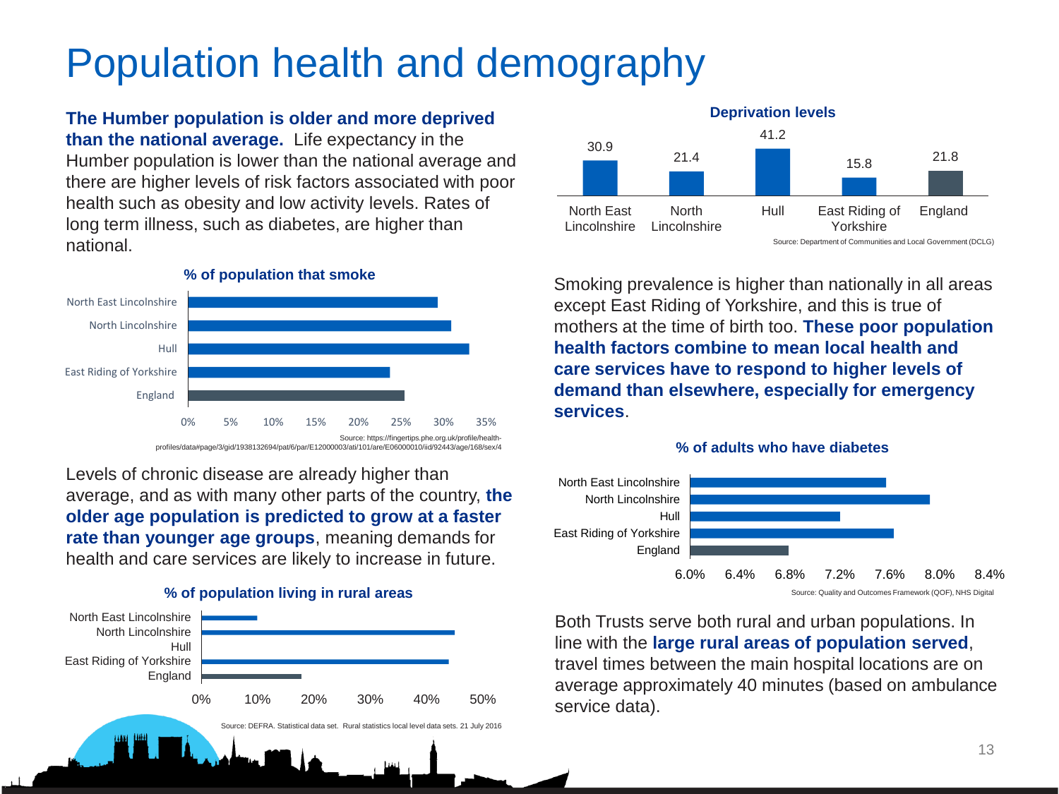# Population health and demography

**The Humber population is older and more deprived than the national average.** Life expectancy in the Humber population is lower than the national average and there are higher levels of risk factors associated with poor health such as obesity and low activity levels. Rates of long term illness, such as diabetes, are higher than national.

**% of population that smoke**

North East Lincolnshire, North Lincolnshire, Hull, East Riding of Yorkshire, England

0% 5% 10% 15% 20% 25% 30% 35%

Source: https://fingertips.phe.org.uk/profile/health-profiles/data#page/3/gid/1938132694/pat/6/par/E12000003/ati/101/are/E06000010/iid/92443/age/168/sex/4

Levels of chronic disease are already higher than average, and as with many other parts of the country, **the older age population is predicted to grow at a faster rate than younger age groups**, meaning demands for health and care services are likely to increase in future.

**% of population living in rural areas**

North East Lincolnshire, North Lincolnshire, Hull, East Riding of Yorkshire, England

0% 10% 20% 30% 40% 50%

Source: DEFRA. Statistical data set. Rural statistics local level data sets. 21 July 2016

**Deprivation levels**

| North East Lincolnshire | North Lincolnshire | Hull | East Riding of Yorkshire | England |
|---|---|---|---|---|
| 30.9 | 21.4 | 41.2 | 15.8 | 21.8 |

Source: Department of Communities and Local Government (DCLG)

Smoking prevalence is higher than nationally in all areas except East Riding of Yorkshire, and this is true of mothers at the time of birth too. **These poor population health factors combine to mean local health and care services have to respond to higher levels of demand than elsewhere, especially for emergency services**.

**% of adults who have diabetes**

North East Lincolnshire, North Lincolnshire, Hull, East Riding of Yorkshire, England

6.0% 6.4% 6.8% 7.2% 7.6% 8.0% 8.4%

Source: Quality and Outcomes Framework (QOF), NHS Digital

Both Trusts serve both rural and urban populations. In line with the **large rural areas of population served**, travel times between the main hospital locations are on average approximately 40 minutes (based on ambulance service data).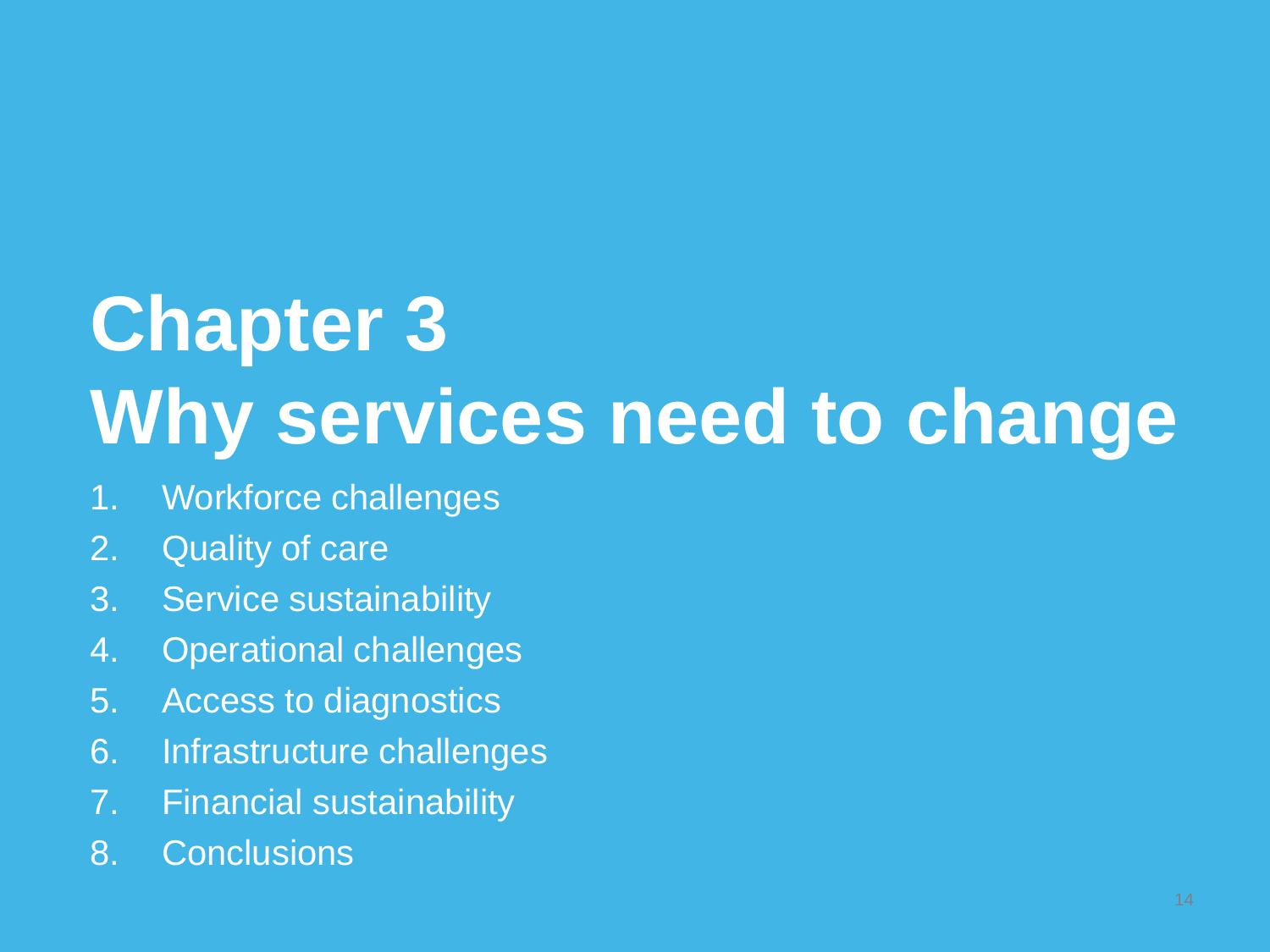# Chapter 3
# Why services need to change

1. Workforce challenges
2. Quality of care
3. Service sustainability
4. Operational challenges
5. Access to diagnostics
6. Infrastructure challenges
7. Financial sustainability
8. Conclusions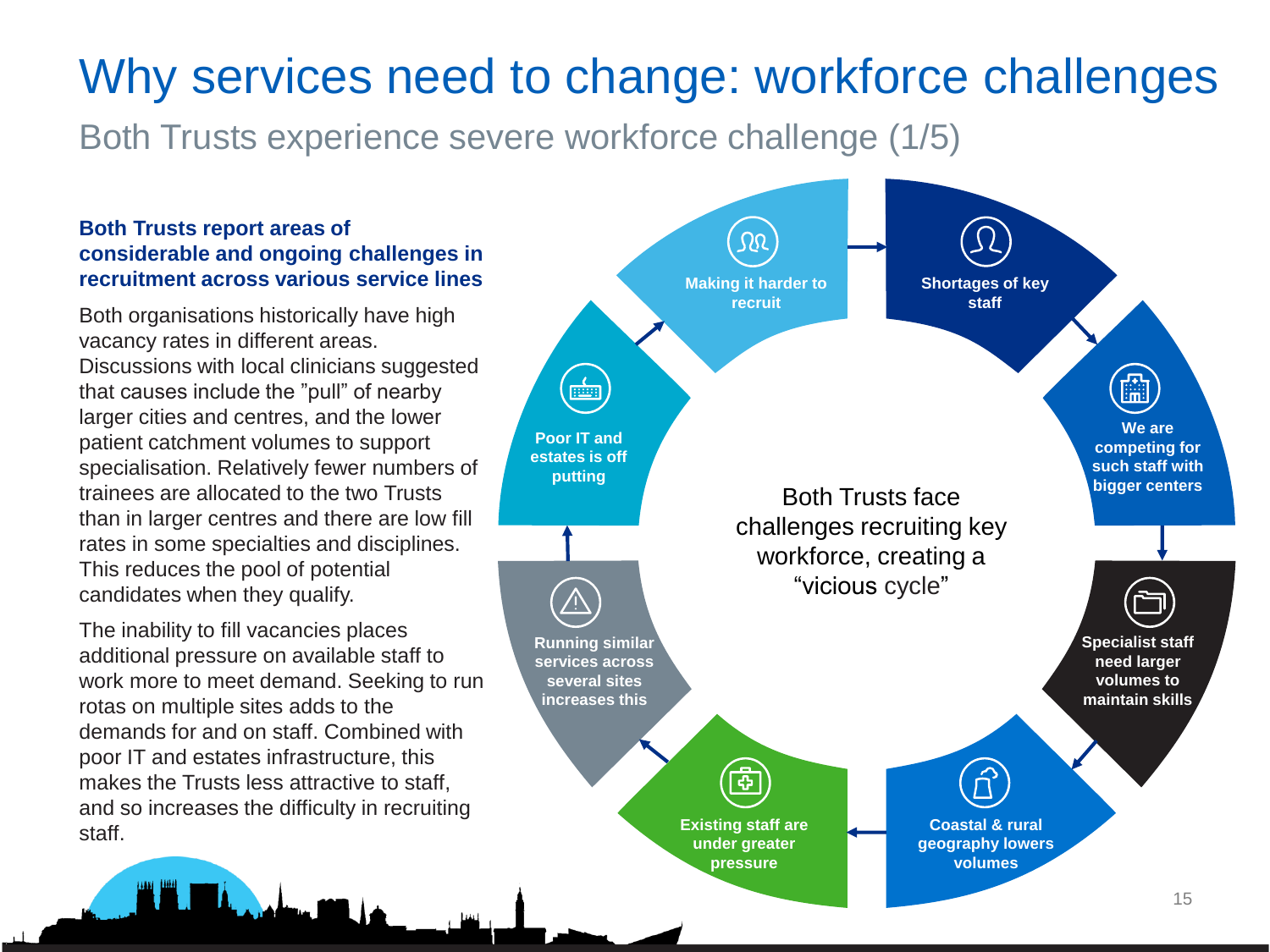# Why services need to change: workforce challenges

## Both Trusts experience severe workforce challenge (1/5)

**Both Trusts report areas of considerable and ongoing challenges in recruitment across various service lines**

Both organisations historically have high vacancy rates in different areas. Discussions with local clinicians suggested that causes include the "pull" of nearby larger cities and centres, and the lower patient catchment volumes to support specialisation. Relatively fewer numbers of trainees are allocated to the two Trusts than in larger centres and there are low fill rates in some specialties and disciplines. This reduces the pool of potential candidates when they qualify.

The inability to fill vacancies places additional pressure on available staff to work more to meet demand. Seeking to run rotas on multiple sites adds to the demands for and on staff. Combined with poor IT and estates infrastructure, this makes the Trusts less attractive to staff, and so increases the difficulty in recruiting staff.

Both Trusts face challenges recruiting key workforce, creating a "vicious cycle":

- Making it harder to recruit
- Shortages of key staff
- We are competing for such staff with bigger centers
- Specialist staff need larger volumes to maintain skills
- Coastal & rural geography lowers volumes
- Existing staff are under greater pressure
- Running similar services across several sites increases this
- Poor IT and estates is off putting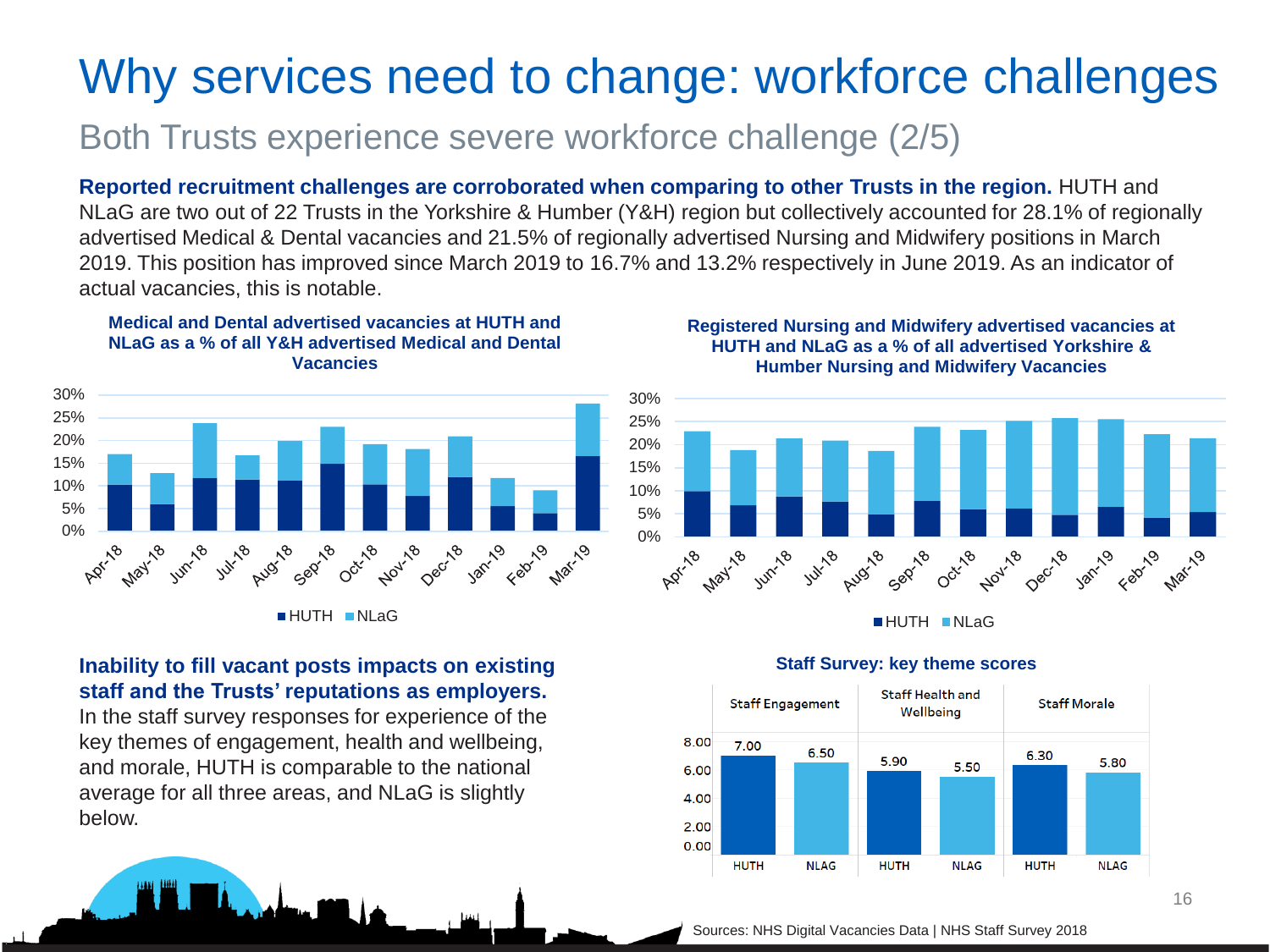# Why services need to change: workforce challenges

## Both Trusts experience severe workforce challenge (2/5)

**Reported recruitment challenges are corroborated when comparing to other Trusts in the region.** HUTH and NLaG are two out of 22 Trusts in the Yorkshire & Humber (Y&H) region but collectively accounted for 28.1% of regionally advertised Medical & Dental vacancies and 21.5% of regionally advertised Nursing and Midwifery positions in March 2019. This position has improved since March 2019 to 16.7% and 13.2% respectively in June 2019. As an indicator of actual vacancies, this is notable.

**Medical and Dental advertised vacancies at HUTH and NLaG as a % of all Y&H advertised Medical and Dental Vacancies**

| Month | HUTH | NLaG |
|---|---|---|
| Apr-18 | | |
| May-18 | | |
| Jun-18 | | |
| Jul-18 | | |
| Aug-18 | | |
| Sep-18 | | |
| Oct-18 | | |
| Nov-18 | | |
| Dec-18 | | |
| Jan-19 | | |
| Feb-19 | | |
| Mar-19 | | |

**Registered Nursing and Midwifery advertised vacancies at HUTH and NLaG as a % of all advertised Yorkshire & Humber Nursing and Midwifery Vacancies**

| Month | HUTH | NLaG |
|---|---|---|
| Apr-18 | | |
| May-18 | | |
| Jun-18 | | |
| Jul-18 | | |
| Aug-18 | | |
| Sep-18 | | |
| Oct-18 | | |
| Nov-18 | | |
| Dec-18 | | |
| Jan-19 | | |
| Feb-19 | | |
| Mar-19 | | |

**Inability to fill vacant posts impacts on existing staff and the Trusts' reputations as employers.** In the staff survey responses for experience of the key themes of engagement, health and wellbeing, and morale, HUTH is comparable to the national average for all three areas, and NLaG is slightly below.

**Staff Survey: key theme scores**

| | Staff Engagement | Staff Health and Wellbeing | Staff Morale |
|---|---|---|---|
| HUTH | 7.00 | 5.90 | 6.30 |
| NLAG | 6.50 | 5.50 | 5.80 |

Sources: NHS Digital Vacancies Data | NHS Staff Survey 2018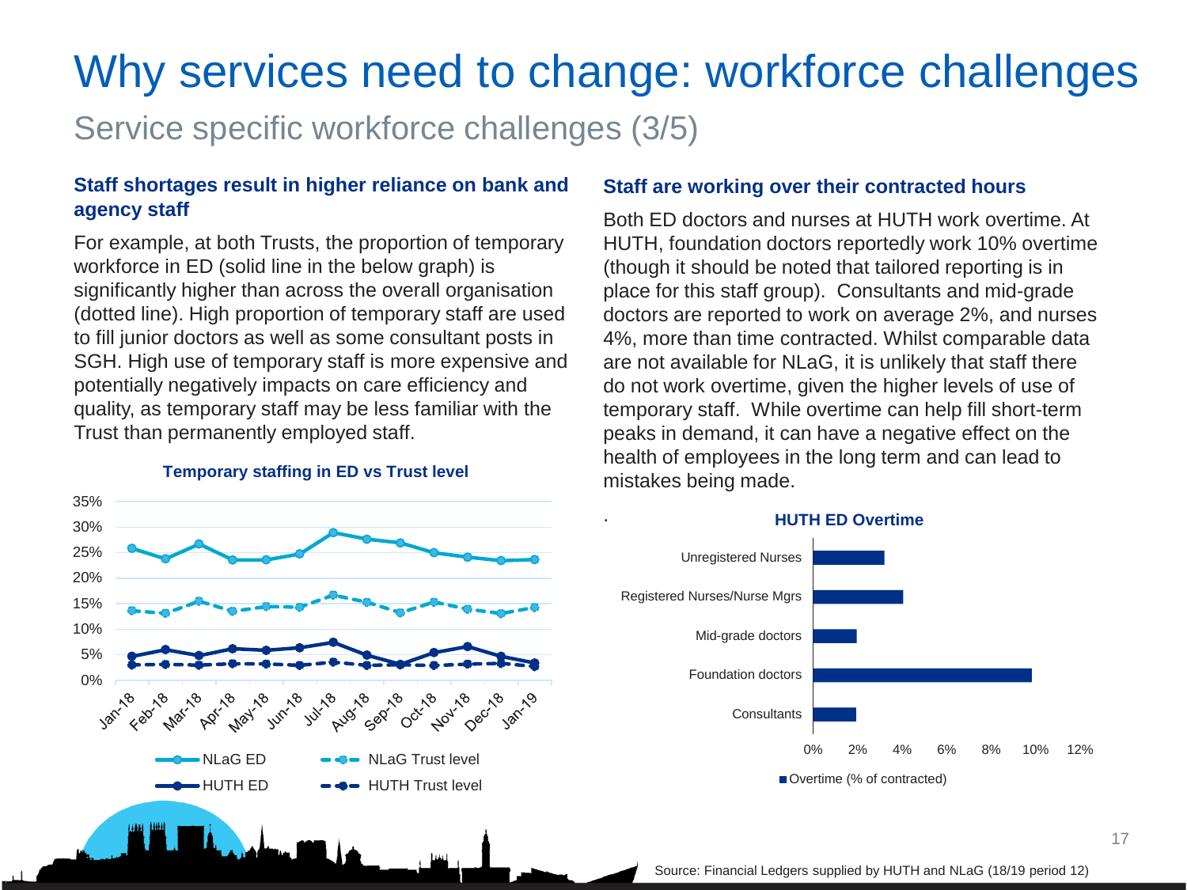# Why services need to change: workforce challenges

## Service specific workforce challenges (3/5)

### Staff shortages result in higher reliance on bank and agency staff

For example, at both Trusts, the proportion of temporary workforce in ED (solid line in the below graph) is significantly higher than across the overall organisation (dotted line). High proportion of temporary staff are used to fill junior doctors as well as some consultant posts in SGH. High use of temporary staff is more expensive and potentially negatively impacts on care efficiency and quality, as temporary staff may be less familiar with the Trust than permanently employed staff.

**Temporary staffing in ED vs Trust level**

| Month | NLaG ED | NLaG Trust level | HUTH ED | HUTH Trust level |
|---|---|---|---|---|
| Jan-18 | 26% | 14% | 5% | 3% |
| Feb-18 | 24% | 13% | 6% | 3% |
| Mar-18 | 27% | 16% | 5% | 3% |
| Apr-18 | 24% | 14% | 6% | 3% |
| May-18 | 24% | 15% | 6% | 3% |
| Jun-18 | 25% | 14% | 6% | 3% |
| Jul-18 | 29% | 17% | 7% | 4% |
| Aug-18 | 28% | 15% | 5% | 3% |
| Sep-18 | 27% | 13% | 3% | 3% |
| Oct-18 | 25% | 15% | 5% | 3% |
| Nov-18 | 24% | 14% | 7% | 3% |
| Dec-18 | 23% | 13% | 5% | 3% |
| Jan-19 | 24% | 14% | 3% | 3% |

### Staff are working over their contracted hours

Both ED doctors and nurses at HUTH work overtime. At HUTH, foundation doctors reportedly work 10% overtime (though it should be noted that tailored reporting is in place for this staff group). Consultants and mid-grade doctors are reported to work on average 2%, and nurses 4%, more than time contracted. Whilst comparable data are not available for NLaG, it is unlikely that staff there do not work overtime, given the higher levels of use of temporary staff. While overtime can help fill short-term peaks in demand, it can have a negative effect on the health of employees in the long term and can lead to mistakes being made.

**HUTH ED Overtime**

| Staff group | Overtime (% of contracted) |
|---|---|
| Unregistered Nurses | 3% |
| Registered Nurses/Nurse Mgrs | 4% |
| Mid-grade doctors | 2% |
| Foundation doctors | 10% |
| Consultants | 2% |

Source: Financial Ledgers supplied by HUTH and NLaG (18/19 period 12)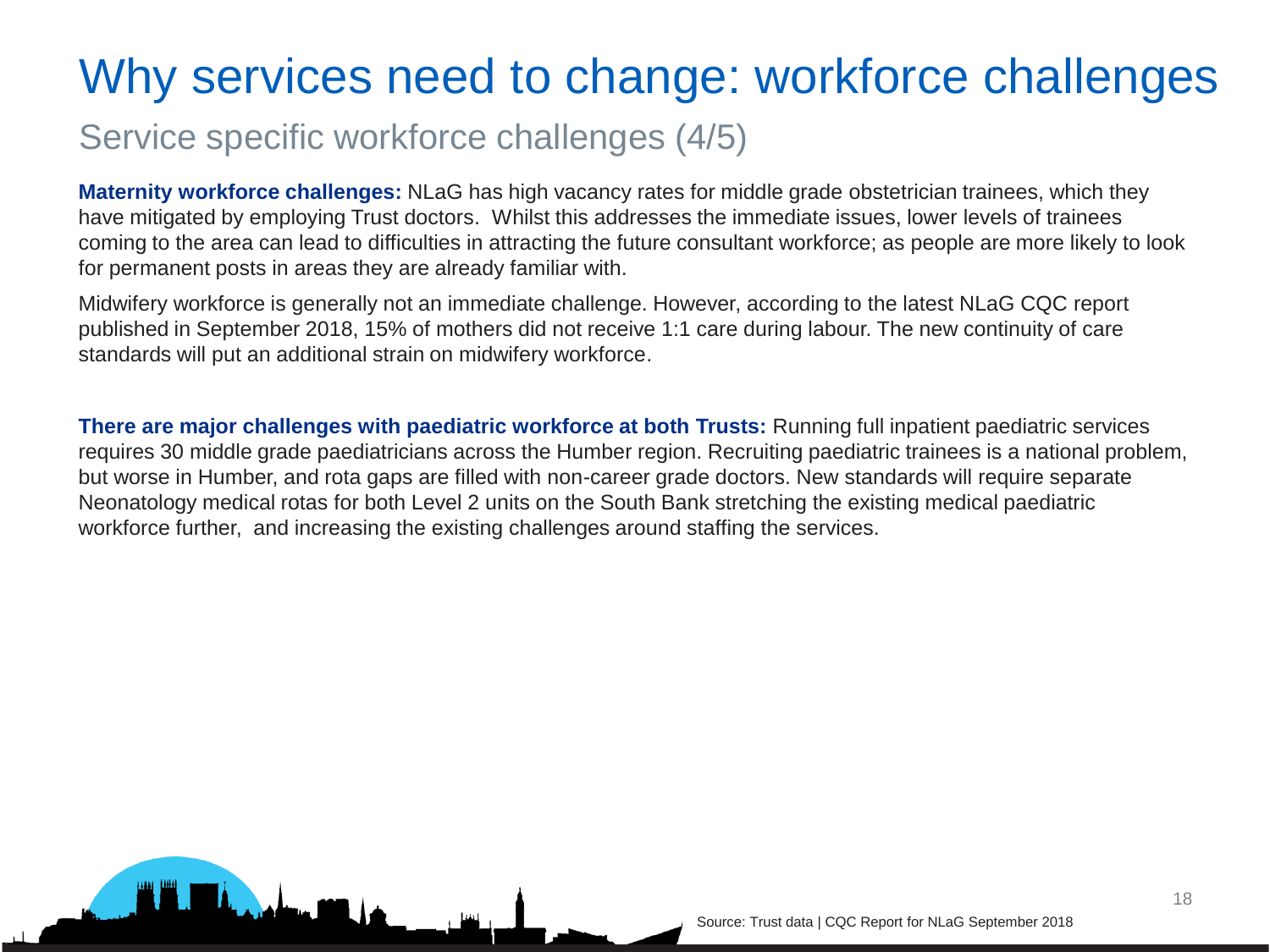# Why services need to change: workforce challenges

## Service specific workforce challenges (4/5)

**Maternity workforce challenges:** NLaG has high vacancy rates for middle grade obstetrician trainees, which they have mitigated by employing Trust doctors. Whilst this addresses the immediate issues, lower levels of trainees coming to the area can lead to difficulties in attracting the future consultant workforce; as people are more likely to look for permanent posts in areas they are already familiar with.

Midwifery workforce is generally not an immediate challenge. However, according to the latest NLaG CQC report published in September 2018, 15% of mothers did not receive 1:1 care during labour. The new continuity of care standards will put an additional strain on midwifery workforce.

**There are major challenges with paediatric workforce at both Trusts:** Running full inpatient paediatric services requires 30 middle grade paediatricians across the Humber region. Recruiting paediatric trainees is a national problem, but worse in Humber, and rota gaps are filled with non-career grade doctors. New standards will require separate Neonatology medical rotas for both Level 2 units on the South Bank stretching the existing medical paediatric workforce further, and increasing the existing challenges around staffing the services.

Source: Trust data | CQC Report for NLaG September 2018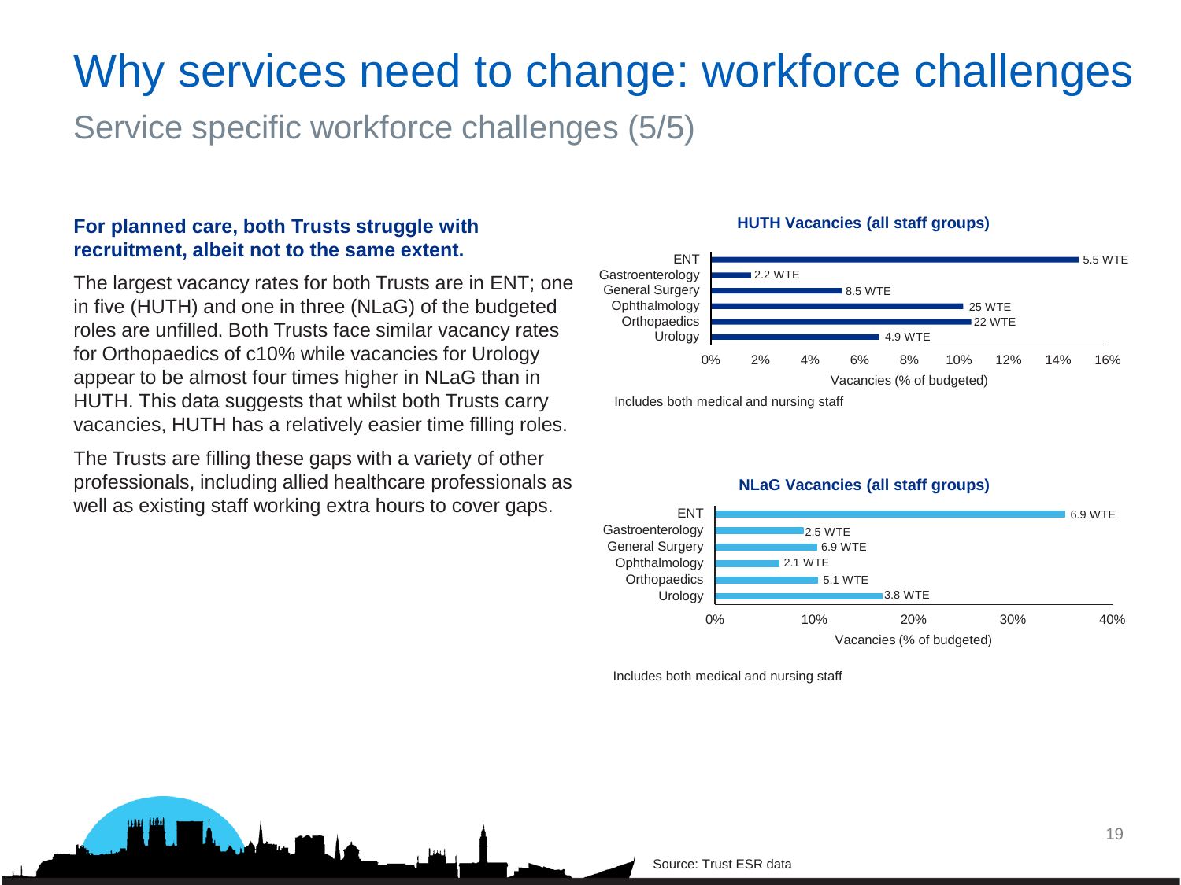# Why services need to change: workforce challenges

## Service specific workforce challenges (5/5)

**For planned care, both Trusts struggle with recruitment, albeit not to the same extent.**

The largest vacancy rates for both Trusts are in ENT; one in five (HUTH) and one in three (NLaG) of the budgeted roles are unfilled. Both Trusts face similar vacancy rates for Orthopaedics of c10% while vacancies for Urology appear to be almost four times higher in NLaG than in HUTH. This data suggests that whilst both Trusts carry vacancies, HUTH has a relatively easier time filling roles.

The Trusts are filling these gaps with a variety of other professionals, including allied healthcare professionals as well as existing staff working extra hours to cover gaps.

**HUTH Vacancies (all staff groups)**

| Specialty | Vacancies (WTE) |
| --- | --- |
| ENT | 5.5 WTE |
| Gastroenterology | 2.2 WTE |
| General Surgery | 8.5 WTE |
| Ophthalmology | 25 WTE |
| Orthopaedics | 22 WTE |
| Urology | 4.9 WTE |

Vacancies (% of budgeted)

Includes both medical and nursing staff

**NLaG Vacancies (all staff groups)**

| Specialty | Vacancies (WTE) |
| --- | --- |
| ENT | 6.9 WTE |
| Gastroenterology | 2.5 WTE |
| General Surgery | 6.9 WTE |
| Ophthalmology | 2.1 WTE |
| Orthopaedics | 5.1 WTE |
| Urology | 3.8 WTE |

Vacancies (% of budgeted)

Includes both medical and nursing staff

Source: Trust ESR data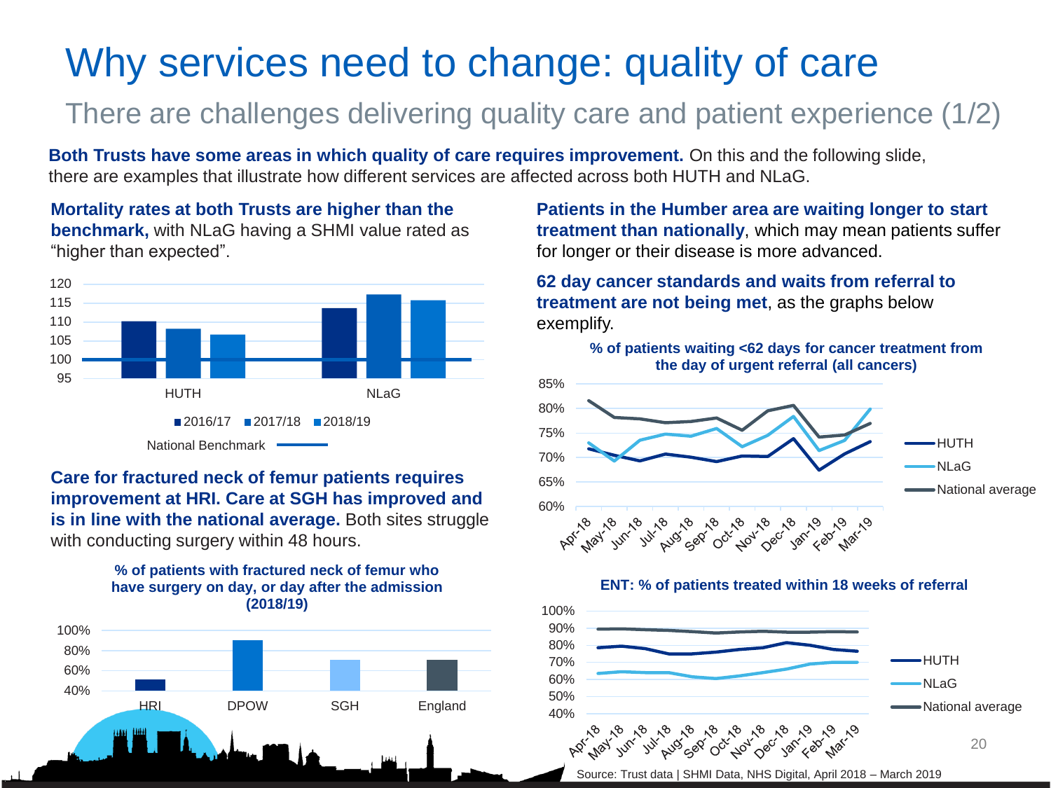# Why services need to change: quality of care

## There are challenges delivering quality care and patient experience (1/2)

**Both Trusts have some areas in which quality of care requires improvement.** On this and the following slide, there are examples that illustrate how different services are affected across both HUTH and NLaG.

**Mortality rates at both Trusts are higher than the benchmark,** with NLaG having a SHMI value rated as "higher than expected".

| | 2016/17 | 2017/18 | 2018/19 |
|---|---|---|---|
| HUTH | ~110 | ~108 | ~107 |
| NLaG | ~114 | ~117 | ~116 |

National Benchmark: 100

**Care for fractured neck of femur patients requires improvement at HRI. Care at SGH has improved and is in line with the national average.** Both sites struggle with conducting surgery within 48 hours.

**% of patients with fractured neck of femur who have surgery on day, or day after the admission (2018/19)**

| HRI | DPOW | SGH | England |
|---|---|---|---|
| ~51% | ~90% | ~71% | ~71% |

**Patients in the Humber area are waiting longer to start treatment than nationally**, which may mean patients suffer for longer or their disease is more advanced.

**62 day cancer standards and waits from referral to treatment are not being met**, as the graphs below exemplify.

**% of patients waiting <62 days for cancer treatment from the day of urgent referral (all cancers)**

| | Apr-18 | May-18 | Jun-18 | Jul-18 | Aug-18 | Sep-18 | Oct-18 | Nov-18 | Dec-18 | Jan-19 | Feb-19 | Mar-19 |
|---|---|---|---|---|---|---|---|---|---|---|---|---|
| HUTH | ~72% | ~70% | ~69% | ~71% | ~70% | ~69% | ~70% | ~70% | ~74% | ~67% | ~71% | ~73% |
| NLaG | ~73% | ~69% | ~73% | ~75% | ~74% | ~76% | ~72% | ~74% | ~78% | ~71% | ~73% | ~80% |
| National average | ~81% | ~78% | ~78% | ~77% | ~77% | ~78% | ~75% | ~79% | ~80% | ~74% | ~74% | ~77% |

**ENT: % of patients treated within 18 weeks of referral**

| | Apr-18 | May-18 | Jun-18 | Jul-18 | Aug-18 | Sep-18 | Oct-18 | Nov-18 | Dec-18 | Jan-19 | Feb-19 | Mar-19 |
|---|---|---|---|---|---|---|---|---|---|---|---|---|
| HUTH | ~78% | ~79% | ~78% | ~75% | ~75% | ~76% | ~77% | ~78% | ~81% | ~80% | ~77% | ~76% |
| NLaG | ~63% | ~64% | ~64% | ~64% | ~61% | ~60% | ~62% | ~64% | ~66% | ~69% | ~70% | ~70% |
| National average | ~89% | ~89% | ~89% | ~88% | ~88% | ~87% | ~87% | ~88% | ~87% | ~87% | ~88% | ~87% |

Source: Trust data | SHMI Data, NHS Digital, April 2018 – March 2019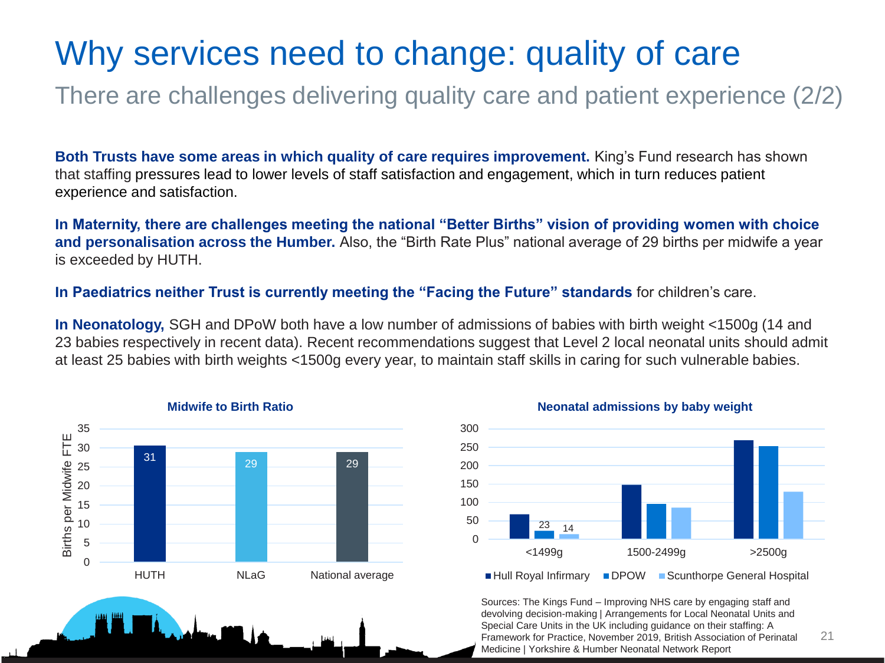# Why services need to change: quality of care

## There are challenges delivering quality care and patient experience (2/2)

**Both Trusts have some areas in which quality of care requires improvement.** King's Fund research has shown that staffing pressures lead to lower levels of staff satisfaction and engagement, which in turn reduces patient experience and satisfaction.

**In Maternity, there are challenges meeting the national "Better Births" vision of providing women with choice and personalisation across the Humber.** Also, the "Birth Rate Plus" national average of 29 births per midwife a year is exceeded by HUTH.

**In Paediatrics neither Trust is currently meeting the "Facing the Future" standards** for children's care.

**In Neonatology,** SGH and DPoW both have a low number of admissions of babies with birth weight <1500g (14 and 23 babies respectively in recent data). Recent recommendations suggest that Level 2 local neonatal units should admit at least 25 babies with birth weights <1500g every year, to maintain staff skills in caring for such vulnerable babies.

**Midwife to Birth Ratio**

| | Births per Midwife FTE |
|---|---|
| HUTH | 31 |
| NLaG | 29 |
| National average | 29 |

**Neonatal admissions by baby weight**

| | Hull Royal Infirmary | DPOW | Scunthorpe General Hospital |
|---|---|---|---|
| <1499g | | 23 | 14 |
| 1500-2499g | | | |
| >2500g | | | |

Sources: The Kings Fund – Improving NHS care by engaging staff and devolving decision-making | Arrangements for Local Neonatal Units and Special Care Units in the UK including guidance on their staffing: A Framework for Practice, November 2019, British Association of Perinatal Medicine | Yorkshire & Humber Neonatal Network Report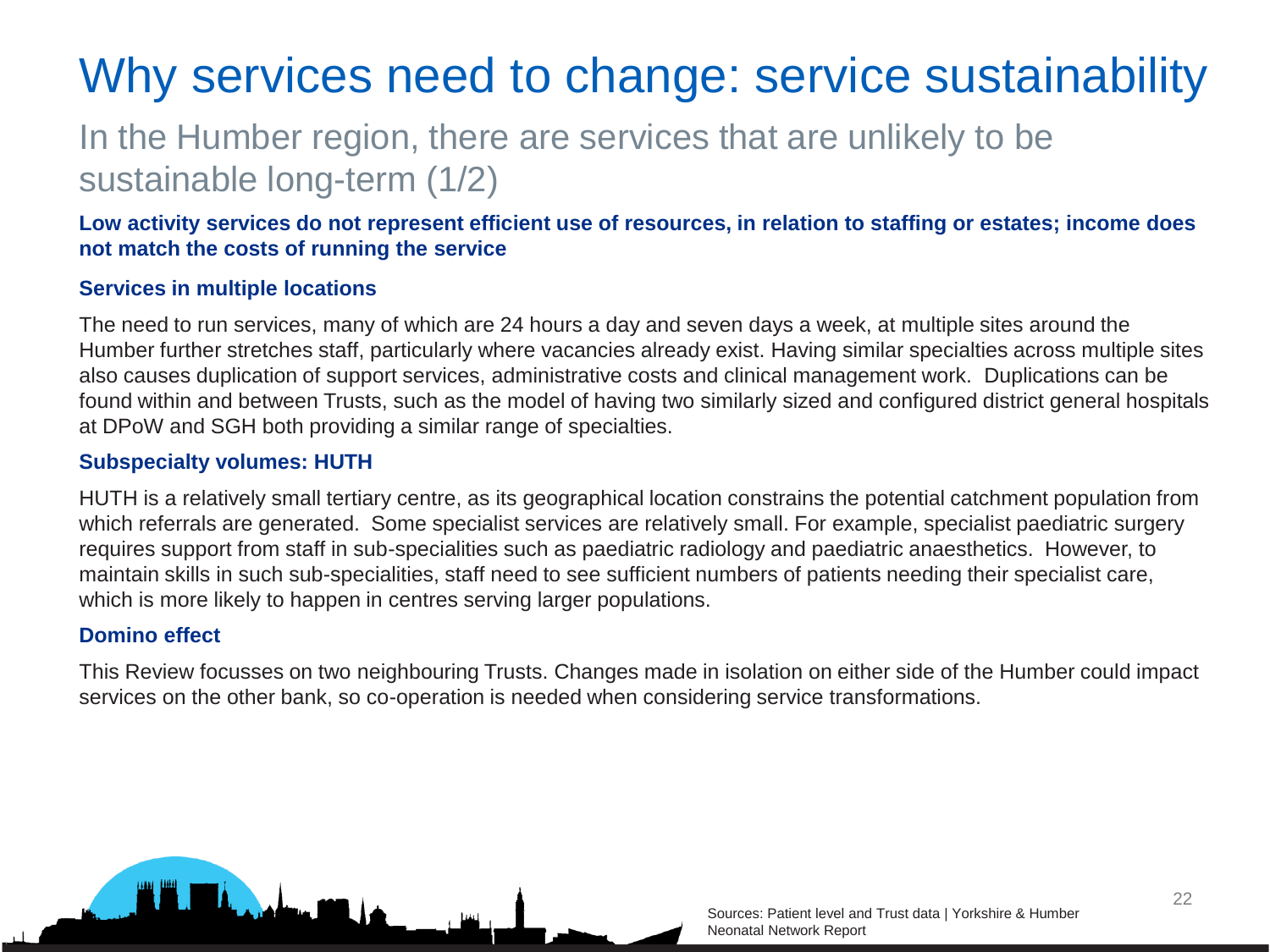# Why services need to change: service sustainability

## In the Humber region, there are services that are unlikely to be sustainable long-term (1/2)

**Low activity services do not represent efficient use of resources, in relation to staffing or estates; income does not match the costs of running the service**

### Services in multiple locations

The need to run services, many of which are 24 hours a day and seven days a week, at multiple sites around the Humber further stretches staff, particularly where vacancies already exist. Having similar specialties across multiple sites also causes duplication of support services, administrative costs and clinical management work. Duplications can be found within and between Trusts, such as the model of having two similarly sized and configured district general hospitals at DPoW and SGH both providing a similar range of specialties.

### Subspecialty volumes: HUTH

HUTH is a relatively small tertiary centre, as its geographical location constrains the potential catchment population from which referrals are generated. Some specialist services are relatively small. For example, specialist paediatric surgery requires support from staff in sub-specialities such as paediatric radiology and paediatric anaesthetics. However, to maintain skills in such sub-specialities, staff need to see sufficient numbers of patients needing their specialist care, which is more likely to happen in centres serving larger populations.

### Domino effect

This Review focusses on two neighbouring Trusts. Changes made in isolation on either side of the Humber could impact services on the other bank, so co-operation is needed when considering service transformations.

Sources: Patient level and Trust data | Yorkshire & Humber Neonatal Network Report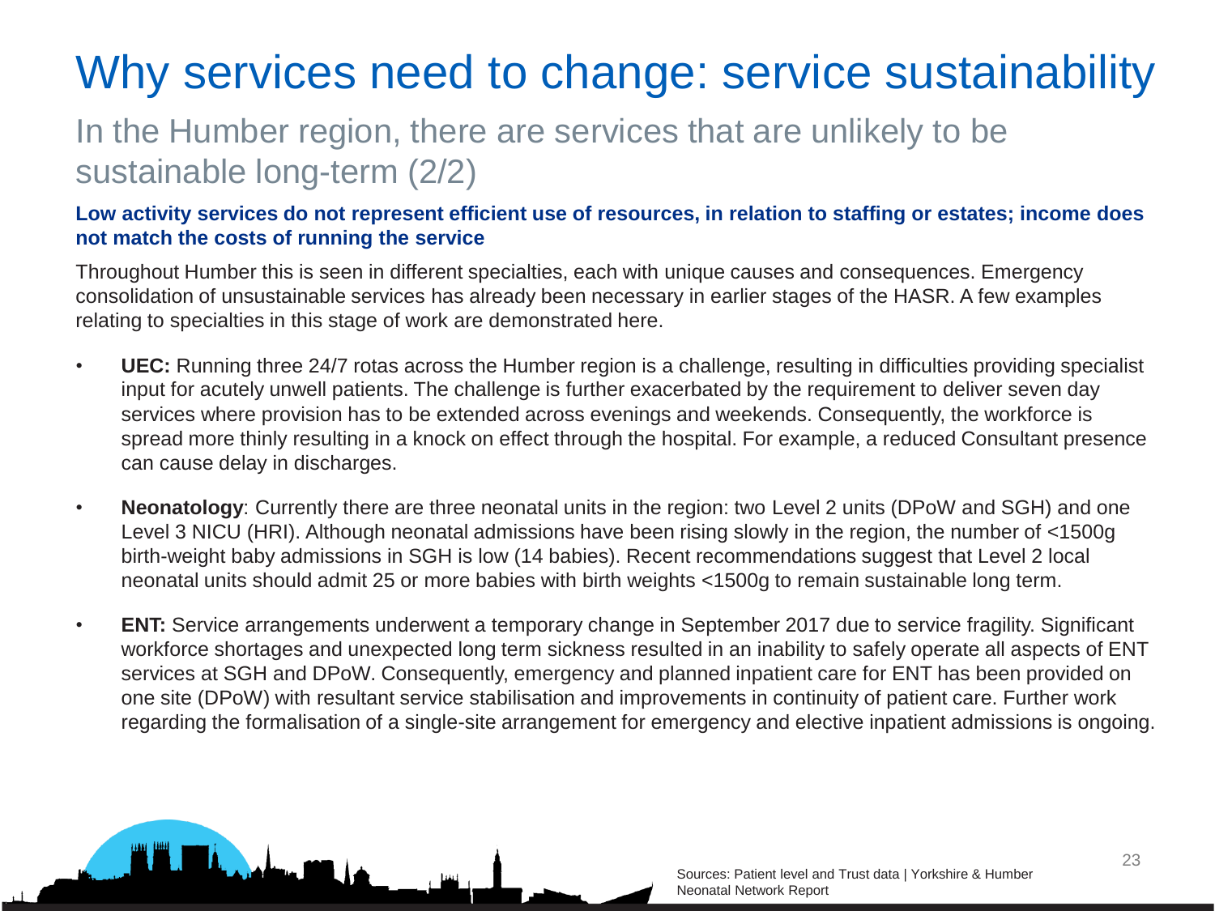# Why services need to change: service sustainability

## In the Humber region, there are services that are unlikely to be sustainable long-term (2/2)

**Low activity services do not represent efficient use of resources, in relation to staffing or estates; income does not match the costs of running the service**

Throughout Humber this is seen in different specialties, each with unique causes and consequences. Emergency consolidation of unsustainable services has already been necessary in earlier stages of the HASR. A few examples relating to specialties in this stage of work are demonstrated here.

- **UEC:** Running three 24/7 rotas across the Humber region is a challenge, resulting in difficulties providing specialist input for acutely unwell patients. The challenge is further exacerbated by the requirement to deliver seven day services where provision has to be extended across evenings and weekends. Consequently, the workforce is spread more thinly resulting in a knock on effect through the hospital. For example, a reduced Consultant presence can cause delay in discharges.
- **Neonatology**: Currently there are three neonatal units in the region: two Level 2 units (DPoW and SGH) and one Level 3 NICU (HRI). Although neonatal admissions have been rising slowly in the region, the number of <1500g birth-weight baby admissions in SGH is low (14 babies). Recent recommendations suggest that Level 2 local neonatal units should admit 25 or more babies with birth weights <1500g to remain sustainable long term.
- **ENT:** Service arrangements underwent a temporary change in September 2017 due to service fragility. Significant workforce shortages and unexpected long term sickness resulted in an inability to safely operate all aspects of ENT services at SGH and DPoW. Consequently, emergency and planned inpatient care for ENT has been provided on one site (DPoW) with resultant service stabilisation and improvements in continuity of patient care. Further work regarding the formalisation of a single-site arrangement for emergency and elective inpatient admissions is ongoing.

Sources: Patient level and Trust data | Yorkshire & Humber Neonatal Network Report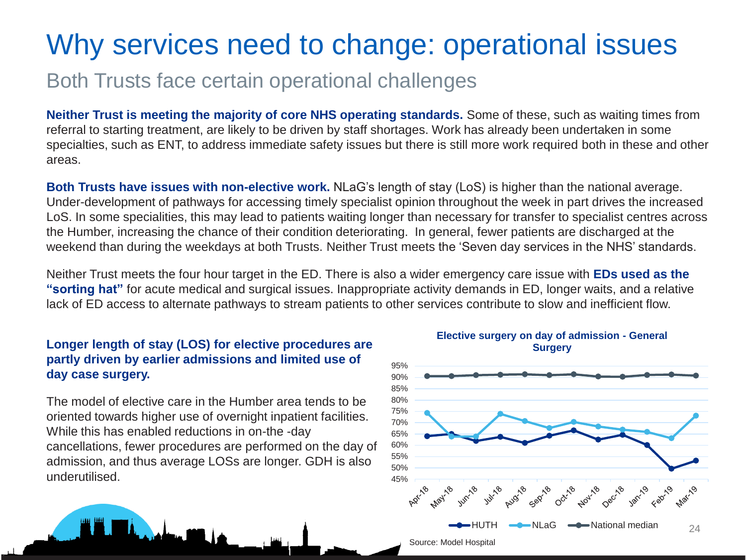# Why services need to change: operational issues

## Both Trusts face certain operational challenges

**Neither Trust is meeting the majority of core NHS operating standards.** Some of these, such as waiting times from referral to starting treatment, are likely to be driven by staff shortages. Work has already been undertaken in some specialties, such as ENT, to address immediate safety issues but there is still more work required both in these and other areas.

**Both Trusts have issues with non-elective work.** NLaG's length of stay (LoS) is higher than the national average. Under-development of pathways for accessing timely specialist opinion throughout the week in part drives the increased LoS. In some specialities, this may lead to patients waiting longer than necessary for transfer to specialist centres across the Humber, increasing the chance of their condition deteriorating. In general, fewer patients are discharged at the weekend than during the weekdays at both Trusts. Neither Trust meets the 'Seven day services in the NHS' standards.

Neither Trust meets the four hour target in the ED. There is also a wider emergency care issue with **EDs used as the "sorting hat"** for acute medical and surgical issues. Inappropriate activity demands in ED, longer waits, and a relative lack of ED access to alternate pathways to stream patients to other services contribute to slow and inefficient flow.

**Longer length of stay (LOS) for elective procedures are partly driven by earlier admissions and limited use of day case surgery.**

The model of elective care in the Humber area tends to be oriented towards higher use of overnight inpatient facilities. While this has enabled reductions in on-the -day cancellations, fewer procedures are performed on the day of admission, and thus average LOSs are longer. GDH is also underutilised.

**Elective surgery on day of admission - General Surgery**

| | Apr-18 | May-18 | Jun-18 | Jul-18 | Aug-18 | Sep-18 | Oct-18 | Nov-18 | Dec-18 | Jan-19 | Feb-19 | Mar-19 |
|---|---|---|---|---|---|---|---|---|---|---|---|---|
| HUTH | ~64% | ~65% | ~62% | ~64% | ~61% | ~64% | ~67% | ~63% | ~65% | ~60% | ~50% | ~53% |
| NLaG | ~74% | ~64% | ~64% | ~74% | ~71% | ~68% | ~70% | ~68% | ~67% | ~66% | ~63% | ~73% |
| National median | ~91% | ~91% | ~91% | ~91% | ~91% | ~91% | ~91% | ~90% | ~90% | ~91% | ~91% | ~91% |

Source: Model Hospital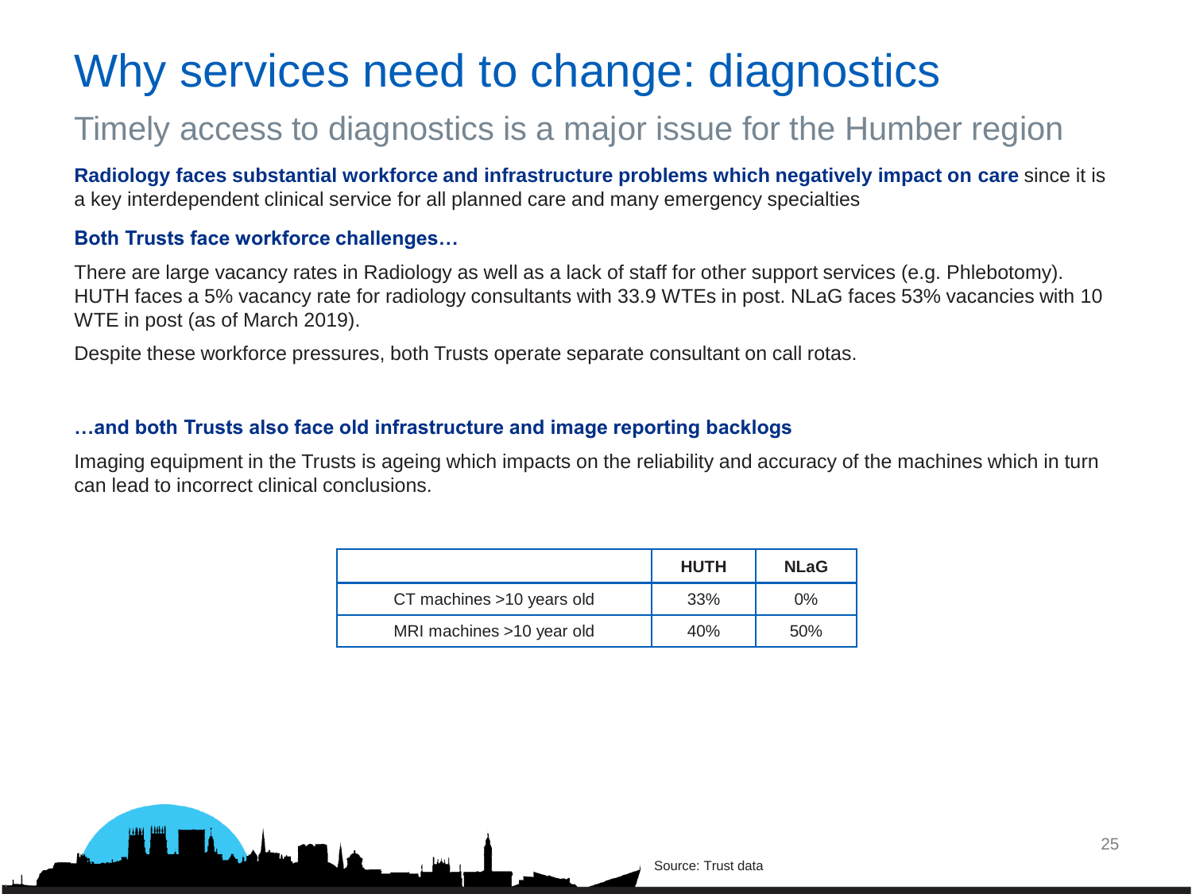# Why services need to change: diagnostics

## Timely access to diagnostics is a major issue for the Humber region

**Radiology faces substantial workforce and infrastructure problems which negatively impact on care** since it is a key interdependent clinical service for all planned care and many emergency specialties

### Both Trusts face workforce challenges…

There are large vacancy rates in Radiology as well as a lack of staff for other support services (e.g. Phlebotomy). HUTH faces a 5% vacancy rate for radiology consultants with 33.9 WTEs in post. NLaG faces 53% vacancies with 10 WTE in post (as of March 2019).

Despite these workforce pressures, both Trusts operate separate consultant on call rotas.

### …and both Trusts also face old infrastructure and image reporting backlogs

Imaging equipment in the Trusts is ageing which impacts on the reliability and accuracy of the machines which in turn can lead to incorrect clinical conclusions.

| | HUTH | NLaG |
|---|---|---|
| CT machines >10 years old | 33% | 0% |
| MRI machines >10 year old | 40% | 50% |

Source: Trust data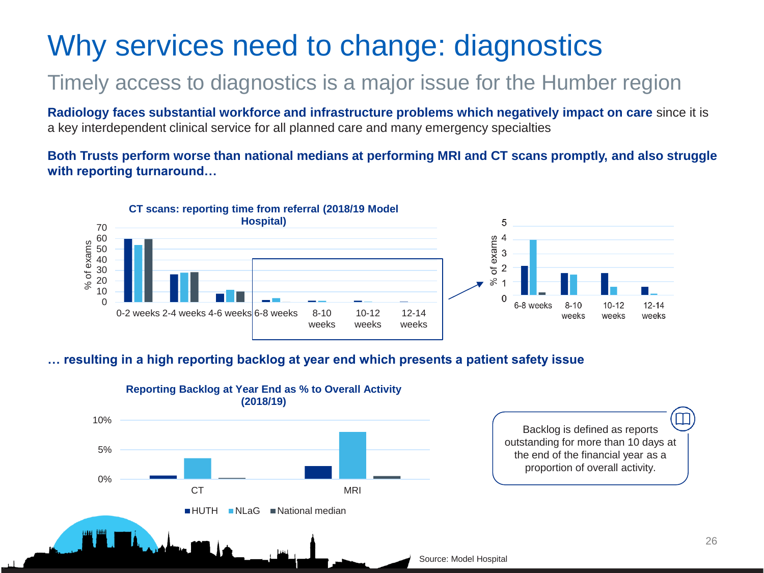# Why services need to change: diagnostics

## Timely access to diagnostics is a major issue for the Humber region

**Radiology faces substantial workforce and infrastructure problems which negatively impact on care** since it is a key interdependent clinical service for all planned care and many emergency specialties

**Both Trusts perform worse than national medians at performing MRI and CT scans promptly, and also struggle with reporting turnaround…**

**CT scans: reporting time from referral (2018/19 Model Hospital)**

**… resulting in a high reporting backlog at year end which presents a patient safety issue**

**Reporting Backlog at Year End as % to Overall Activity (2018/19)**

Backlog is defined as reports outstanding for more than 10 days at the end of the financial year as a proportion of overall activity.

Source: Model Hospital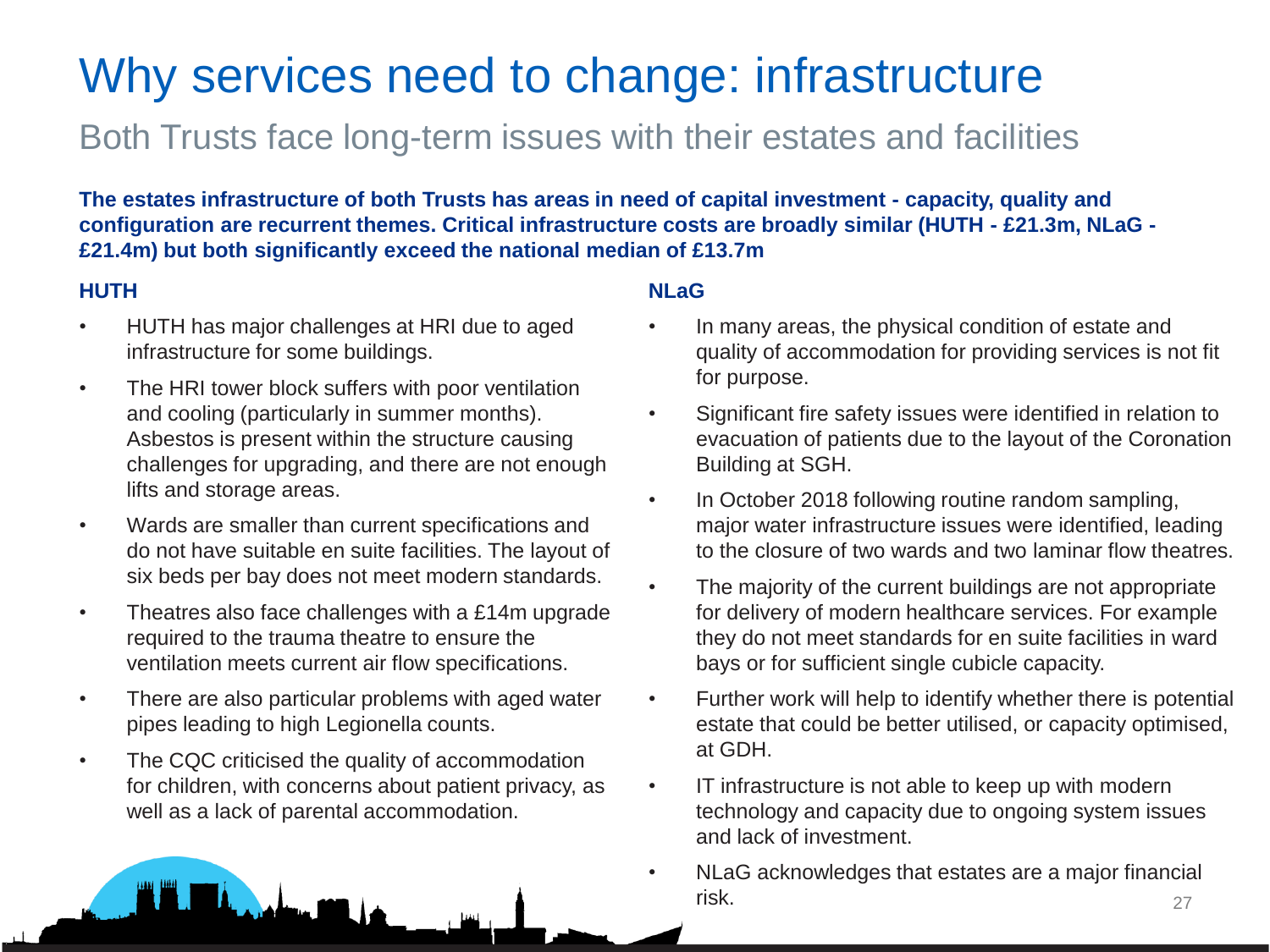# Why services need to change: infrastructure

## Both Trusts face long-term issues with their estates and facilities

**The estates infrastructure of both Trusts has areas in need of capital investment - capacity, quality and configuration are recurrent themes. Critical infrastructure costs are broadly similar (HUTH - £21.3m, NLaG - £21.4m) but both significantly exceed the national median of £13.7m**

### HUTH

- HUTH has major challenges at HRI due to aged infrastructure for some buildings.
- The HRI tower block suffers with poor ventilation and cooling (particularly in summer months). Asbestos is present within the structure causing challenges for upgrading, and there are not enough lifts and storage areas.
- Wards are smaller than current specifications and do not have suitable en suite facilities. The layout of six beds per bay does not meet modern standards.
- Theatres also face challenges with a £14m upgrade required to the trauma theatre to ensure the ventilation meets current air flow specifications.
- There are also particular problems with aged water pipes leading to high Legionella counts.
- The CQC criticised the quality of accommodation for children, with concerns about patient privacy, as well as a lack of parental accommodation.

### NLaG

- In many areas, the physical condition of estate and quality of accommodation for providing services is not fit for purpose.
- Significant fire safety issues were identified in relation to evacuation of patients due to the layout of the Coronation Building at SGH.
- In October 2018 following routine random sampling, major water infrastructure issues were identified, leading to the closure of two wards and two laminar flow theatres.
- The majority of the current buildings are not appropriate for delivery of modern healthcare services. For example they do not meet standards for en suite facilities in ward bays or for sufficient single cubicle capacity.
- Further work will help to identify whether there is potential estate that could be better utilised, or capacity optimised, at GDH.
- IT infrastructure is not able to keep up with modern technology and capacity due to ongoing system issues and lack of investment.
- NLaG acknowledges that estates are a major financial risk.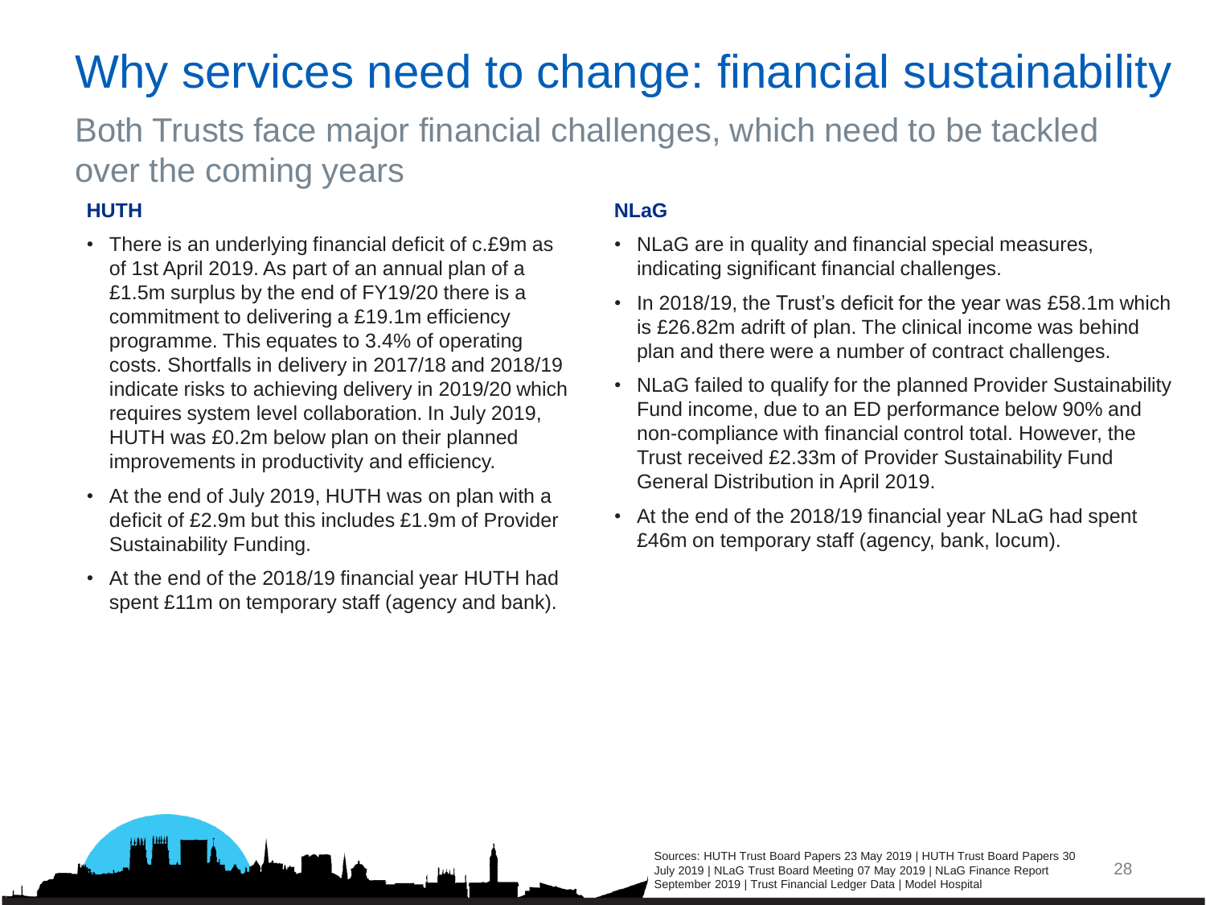# Why services need to change: financial sustainability

## Both Trusts face major financial challenges, which need to be tackled over the coming years

### HUTH

- There is an underlying financial deficit of c.£9m as of 1st April 2019. As part of an annual plan of a £1.5m surplus by the end of FY19/20 there is a commitment to delivering a £19.1m efficiency programme. This equates to 3.4% of operating costs. Shortfalls in delivery in 2017/18 and 2018/19 indicate risks to achieving delivery in 2019/20 which requires system level collaboration. In July 2019, HUTH was £0.2m below plan on their planned improvements in productivity and efficiency.
- At the end of July 2019, HUTH was on plan with a deficit of £2.9m but this includes £1.9m of Provider Sustainability Funding.
- At the end of the 2018/19 financial year HUTH had spent £11m on temporary staff (agency and bank).

### NLaG

- NLaG are in quality and financial special measures, indicating significant financial challenges.
- In 2018/19, the Trust's deficit for the year was £58.1m which is £26.82m adrift of plan. The clinical income was behind plan and there were a number of contract challenges.
- NLaG failed to qualify for the planned Provider Sustainability Fund income, due to an ED performance below 90% and non-compliance with financial control total. However, the Trust received £2.33m of Provider Sustainability Fund General Distribution in April 2019.
- At the end of the 2018/19 financial year NLaG had spent £46m on temporary staff (agency, bank, locum).

Sources: HUTH Trust Board Papers 23 May 2019 | HUTH Trust Board Papers 30 July 2019 | NLaG Trust Board Meeting 07 May 2019 | NLaG Finance Report September 2019 | Trust Financial Ledger Data | Model Hospital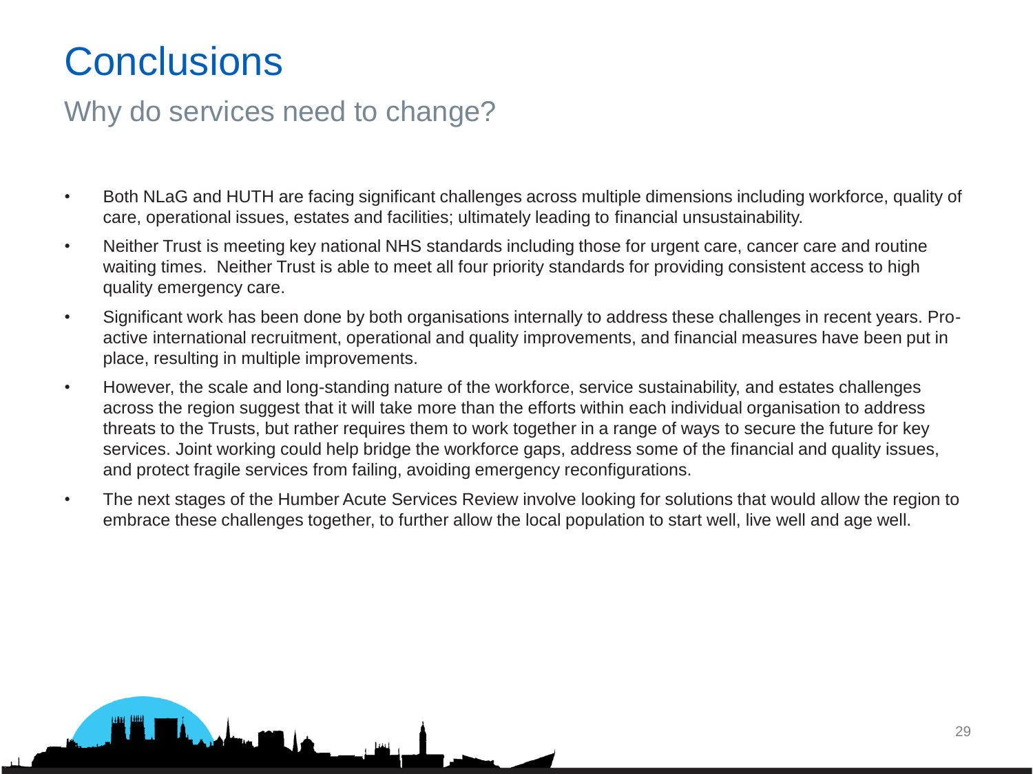# Conclusions

## Why do services need to change?

- Both NLaG and HUTH are facing significant challenges across multiple dimensions including workforce, quality of care, operational issues, estates and facilities; ultimately leading to financial unsustainability.
- Neither Trust is meeting key national NHS standards including those for urgent care, cancer care and routine waiting times. Neither Trust is able to meet all four priority standards for providing consistent access to high quality emergency care.
- Significant work has been done by both organisations internally to address these challenges in recent years. Pro-active international recruitment, operational and quality improvements, and financial measures have been put in place, resulting in multiple improvements.
- However, the scale and long-standing nature of the workforce, service sustainability, and estates challenges across the region suggest that it will take more than the efforts within each individual organisation to address threats to the Trusts, but rather requires them to work together in a range of ways to secure the future for key services. Joint working could help bridge the workforce gaps, address some of the financial and quality issues, and protect fragile services from failing, avoiding emergency reconfigurations.
- The next stages of the Humber Acute Services Review involve looking for solutions that would allow the region to embrace these challenges together, to further allow the local population to start well, live well and age well.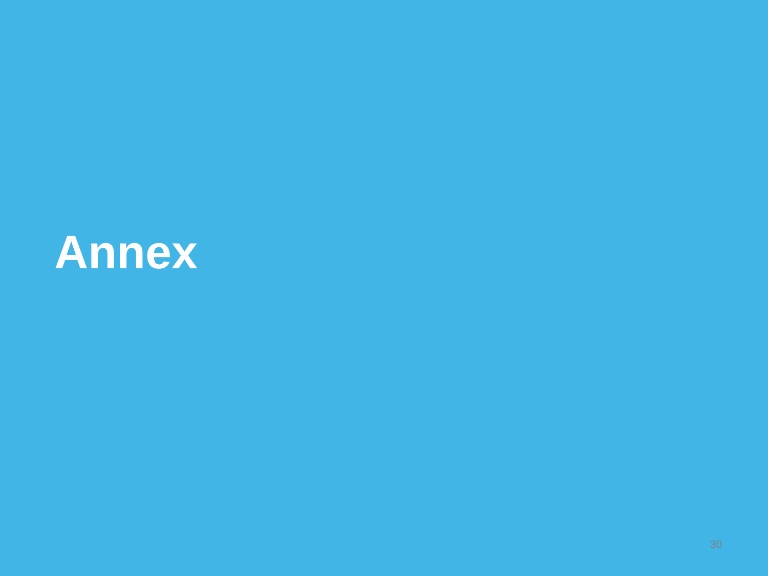# Annex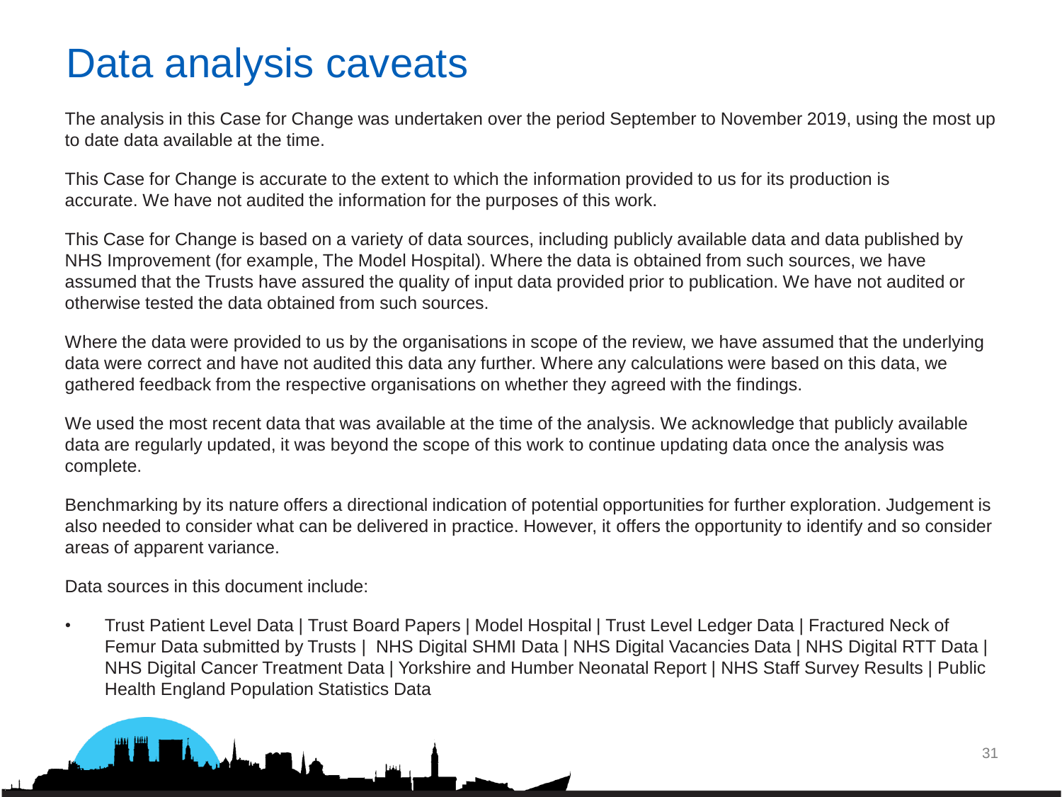# Data analysis caveats

The analysis in this Case for Change was undertaken over the period September to November 2019, using the most up to date data available at the time.

This Case for Change is accurate to the extent to which the information provided to us for its production is accurate. We have not audited the information for the purposes of this work.

This Case for Change is based on a variety of data sources, including publicly available data and data published by NHS Improvement (for example, The Model Hospital). Where the data is obtained from such sources, we have assumed that the Trusts have assured the quality of input data provided prior to publication. We have not audited or otherwise tested the data obtained from such sources.

Where the data were provided to us by the organisations in scope of the review, we have assumed that the underlying data were correct and have not audited this data any further. Where any calculations were based on this data, we gathered feedback from the respective organisations on whether they agreed with the findings.

We used the most recent data that was available at the time of the analysis. We acknowledge that publicly available data are regularly updated, it was beyond the scope of this work to continue updating data once the analysis was complete.

Benchmarking by its nature offers a directional indication of potential opportunities for further exploration. Judgement is also needed to consider what can be delivered in practice. However, it offers the opportunity to identify and so consider areas of apparent variance.

Data sources in this document include:

- Trust Patient Level Data | Trust Board Papers | Model Hospital | Trust Level Ledger Data | Fractured Neck of Femur Data submitted by Trusts | NHS Digital SHMI Data | NHS Digital Vacancies Data | NHS Digital RTT Data | NHS Digital Cancer Treatment Data | Yorkshire and Humber Neonatal Report | NHS Staff Survey Results | Public Health England Population Statistics Data